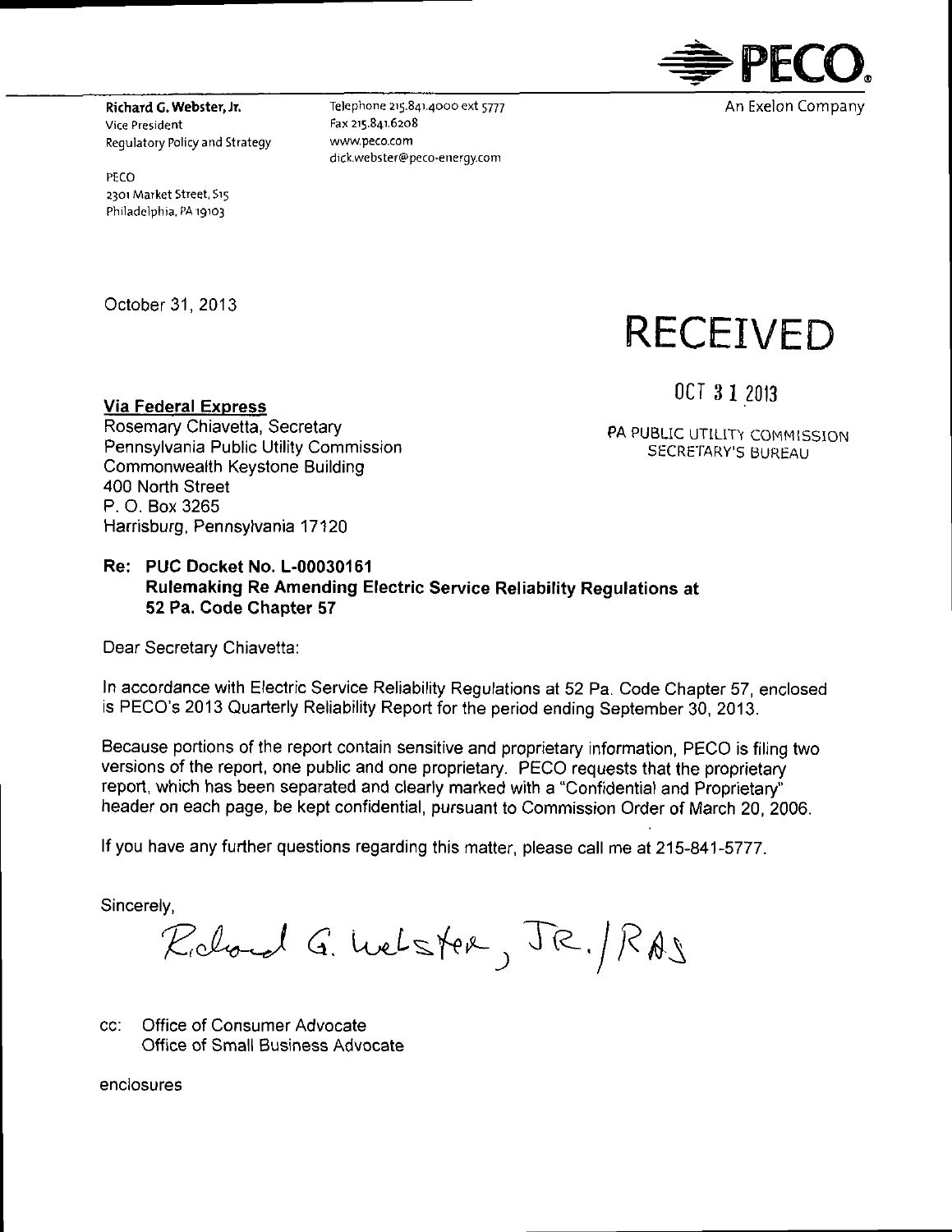PECO
An Exelon Company

**Richard G. Webster, Jr.**
Vice President
Regulatory Policy and Strategy

Telephone 215.841.4000 ext 5777
Fax 215.841.6208
www.peco.com
dick.webster@peco-energy.com

PECO
2301 Market Street, S15
Philadelphia, PA 19103

October 31, 2013

RECEIVED

OCT 31 2013

PA PUBLIC UTILITY COMMISSION
SECRETARY'S BUREAU

**Via Federal Express**
Rosemary Chiavetta, Secretary
Pennsylvania Public Utility Commission
Commonwealth Keystone Building
400 North Street
P. O. Box 3265
Harrisburg, Pennsylvania 17120

**Re: PUC Docket No. L-00030161**
**Rulemaking Re Amending Electric Service Reliability Regulations at 52 Pa. Code Chapter 57**

Dear Secretary Chiavetta:

In accordance with Electric Service Reliability Regulations at 52 Pa. Code Chapter 57, enclosed is PECO's 2013 Quarterly Reliability Report for the period ending September 30, 2013.

Because portions of the report contain sensitive and proprietary information, PECO is filing two versions of the report, one public and one proprietary. PECO requests that the proprietary report, which has been separated and clearly marked with a "Confidential and Proprietary" header on each page, be kept confidential, pursuant to Commission Order of March 20, 2006.

If you have any further questions regarding this matter, please call me at 215-841-5777.

Sincerely,

Richard G. Webster, JR. / RAS

cc: Office of Consumer Advocate
Office of Small Business Advocate

enclosures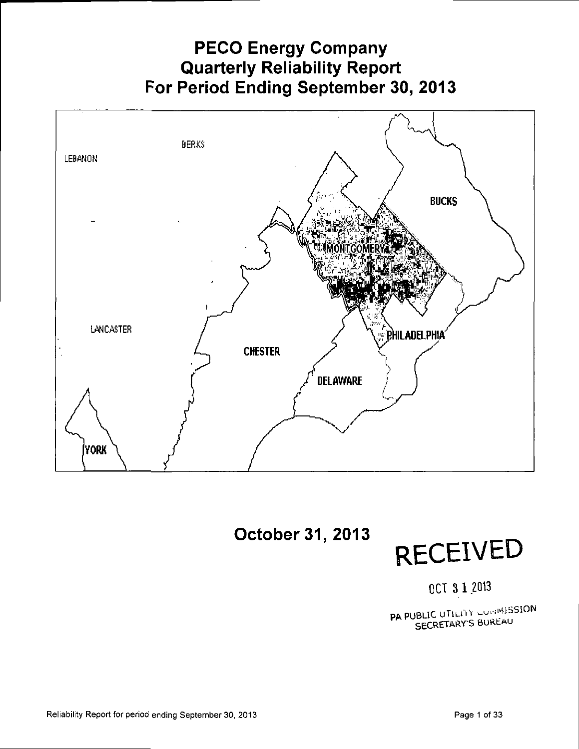# PECO Energy Company
# Quarterly Reliability Report
# For Period Ending September 30, 2013

BERKS

LEBANON

BUCKS

MONTGOMERY

LANCASTER

PHILADELPHIA

CHESTER

DELAWARE

YORK

## October 31, 2013

RECEIVED

OCT 31 2013

PA PUBLIC UTILITY COMMISSION
SECRETARY'S BUREAU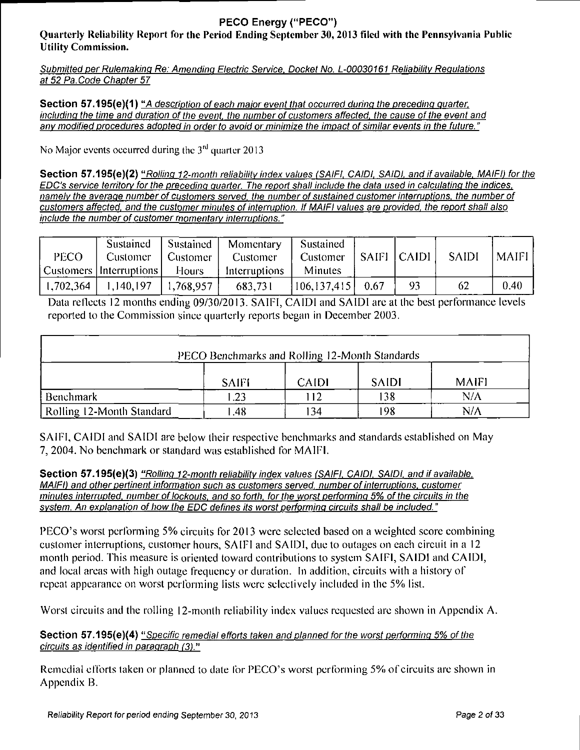## PECO Energy ("PECO")

**Quarterly Reliability Report for the Period Ending September 30, 2013 filed with the Pennsylvania Public Utility Commission.**

*Submitted per Rulemaking Re: Amending Electric Service, Docket No. L-00030161 Reliability Regulations at 52 Pa.Code Chapter 57*

**Section 57.195(e)(1)** *"A description of each major event that occurred during the preceding quarter, including the time and duration of the event, the number of customers affected, the cause of the event and any modified procedures adopted in order to avoid or minimize the impact of similar events in the future."*

No Major events occurred during the 3rd quarter 2013

**Section 57.195(e)(2)** *"Rolling 12-month reliability index values (SAIFI, CAIDI, SAIDI, and if available, MAIFI) for the EDC's service territory for the preceding quarter. The report shall include the data used in calculating the indices, namely the average number of customers served, the number of sustained customer interruptions, the number of customers affected, and the customer minutes of interruption. If MAIFI values are provided, the report shall also include the number of customer momentary interruptions."*

| PECO Customers | Sustained Customer Interruptions | Sustained Customer Hours | Momentary Customer Interruptions | Sustained Customer Minutes | SAIFI | CAIDI | SAIDI | MAIFI |
|---|---|---|---|---|---|---|---|---|
| 1,702,364 | 1,140,197 | 1,768,957 | 683,731 | 106,137,415 | 0.67 | 93 | 62 | 0.40 |

Data reflects 12 months ending 09/30/2013. SAIFI, CAIDI and SAIDI are at the best performance levels reported to the Commission since quarterly reports began in December 2003.

| PECO Benchmarks and Rolling 12-Month Standards | | | | |
|---|---|---|---|---|
| | SAIFI | CAIDI | SAIDI | MAIFI |
| Benchmark | 1.23 | 112 | 138 | N/A |
| Rolling 12-Month Standard | 1.48 | 134 | 198 | N/A |

SAIFI, CAIDI and SAIDI are below their respective benchmarks and standards established on May 7, 2004. No benchmark or standard was established for MAIFI.

**Section 57.195(e)(3)** *"Rolling 12-month reliability index values (SAIFI, CAIDI, SAIDI, and if available, MAIFI) and other pertinent information such as customers served, number of interruptions, customer minutes interrupted, number of lockouts, and so forth, for the worst performing 5% of the circuits in the system. An explanation of how the EDC defines its worst performing circuits shall be included."*

PECO's worst performing 5% circuits for 2013 were selected based on a weighted score combining customer interruptions, customer hours, SAIFI and SAIDI, due to outages on each circuit in a 12 month period. This measure is oriented toward contributions to system SAIFI, SAIDI and CAIDI, and local areas with high outage frequency or duration. In addition, circuits with a history of repeat appearance on worst performing lists were selectively included in the 5% list.

Worst circuits and the rolling 12-month reliability index values requested are shown in Appendix A.

**Section 57.195(e)(4)** *"Specific remedial efforts taken and planned for the worst performing 5% of the circuits as identified in paragraph (3)."*

Remedial efforts taken or planned to date for PECO's worst performing 5% of circuits are shown in Appendix B.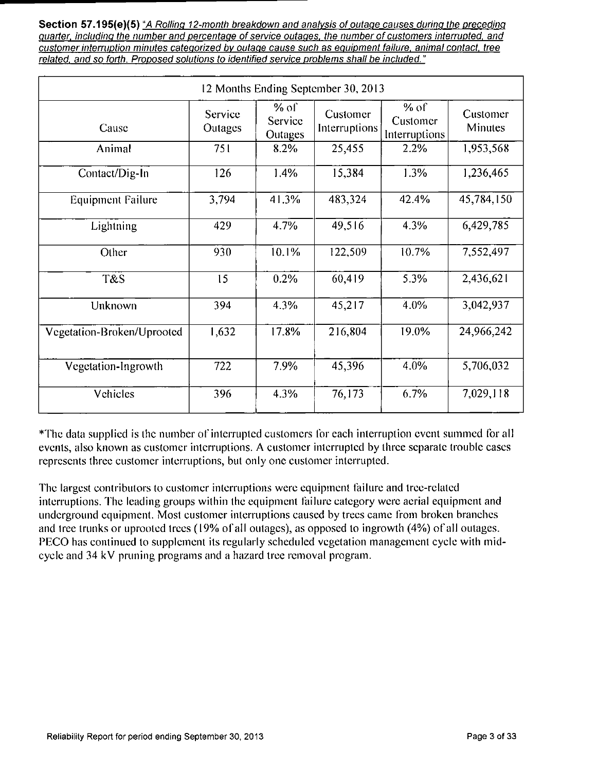**Section 57.195(e)(5)** _"A Rolling 12-month breakdown and analysis of outage causes during the preceding quarter, including the number and percentage of service outages, the number of customers interrupted, and customer interruption minutes categorized by outage cause such as equipment failure, animal contact, tree related, and so forth. Proposed solutions to identified service problems shall be included."_

| 12 Months Ending September 30, 2013 | | | | | |
|---|---|---|---|---|---|
| Cause | Service Outages | % of Service Outages | Customer Interruptions | % of Customer Interruptions | Customer Minutes |
| Animal | 751 | 8.2% | 25,455 | 2.2% | 1,953,568 |
| Contact/Dig-In | 126 | 1.4% | 15,384 | 1.3% | 1,236,465 |
| Equipment Failure | 3,794 | 41.3% | 483,324 | 42.4% | 45,784,150 |
| Lightning | 429 | 4.7% | 49,516 | 4.3% | 6,429,785 |
| Other | 930 | 10.1% | 122,509 | 10.7% | 7,552,497 |
| T&S | 15 | 0.2% | 60,419 | 5.3% | 2,436,621 |
| Unknown | 394 | 4.3% | 45,217 | 4.0% | 3,042,937 |
| Vegetation-Broken/Uprooted | 1,632 | 17.8% | 216,804 | 19.0% | 24,966,242 |
| Vegetation-Ingrowth | 722 | 7.9% | 45,396 | 4.0% | 5,706,032 |
| Vehicles | 396 | 4.3% | 76,173 | 6.7% | 7,029,118 |

*The data supplied is the number of interrupted customers for each interruption event summed for all events, also known as customer interruptions. A customer interrupted by three separate trouble cases represents three customer interruptions, but only one customer interrupted.

The largest contributors to customer interruptions were equipment failure and tree-related interruptions. The leading groups within the equipment failure category were aerial equipment and underground equipment. Most customer interruptions caused by trees came from broken branches and tree trunks or uprooted trees (19% of all outages), as opposed to ingrowth (4%) of all outages. PECO has continued to supplement its regularly scheduled vegetation management cycle with mid-cycle and 34 kV pruning programs and a hazard tree removal program.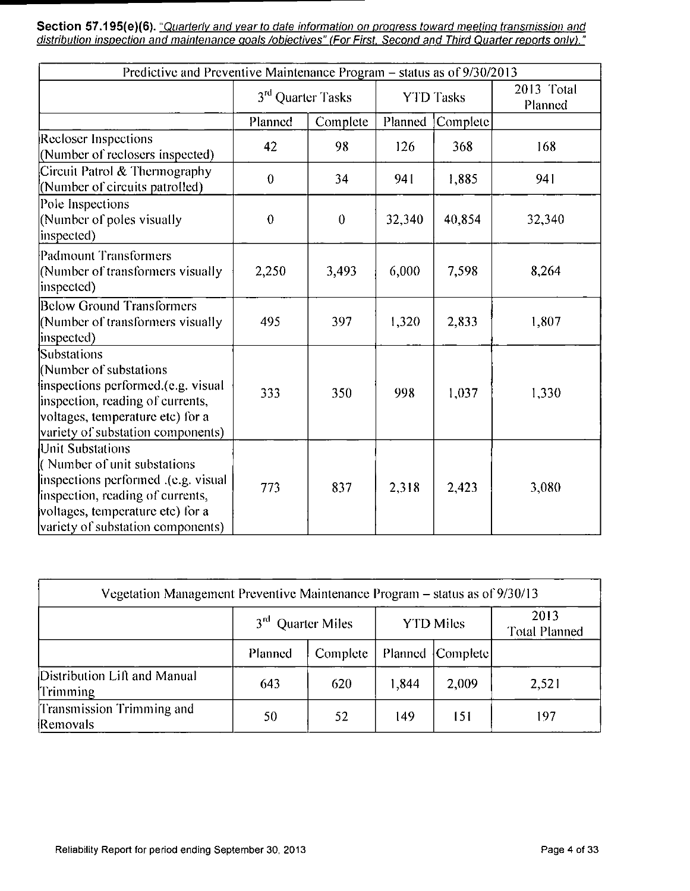**Section 57.195(e)(6).** _"Quarterly and year to date information on progress toward meeting transmission and distribution inspection and maintenance goals /objectives" (For First, Second and Third Quarter reports only)."_

| Predictive and Preventive Maintenance Program – status as of 9/30/2013 | | | | | |
|---|---|---|---|---|---|
| | 3rd Quarter Tasks | | YTD Tasks | | 2013 Total Planned |
| | Planned | Complete | Planned | Complete | |
| Recloser Inspections (Number of reclosers inspected) | 42 | 98 | 126 | 368 | 168 |
| Circuit Patrol & Thermography (Number of circuits patrolled) | 0 | 34 | 941 | 1,885 | 941 |
| Pole Inspections (Number of poles visually inspected) | 0 | 0 | 32,340 | 40,854 | 32,340 |
| Padmount Transformers (Number of transformers visually inspected) | 2,250 | 3,493 | 6,000 | 7,598 | 8,264 |
| Below Ground Transformers (Number of transformers visually inspected) | 495 | 397 | 1,320 | 2,833 | 1,807 |
| Substations (Number of substations inspections performed.(e.g. visual inspection, reading of currents, voltages, temperature etc) for a variety of substation components) | 333 | 350 | 998 | 1,037 | 1,330 |
| Unit Substations ( Number of unit substations inspections performed .(e.g. visual inspection, reading of currents, voltages, temperature etc) for a variety of substation components) | 773 | 837 | 2,318 | 2,423 | 3,080 |

| Vegetation Management Preventive Maintenance Program – status as of 9/30/13 | | | | | |
|---|---|---|---|---|---|
| | 3rd Quarter Miles | | YTD Miles | | 2013 Total Planned |
| | Planned | Complete | Planned | Complete | |
| Distribution Lift and Manual Trimming | 643 | 620 | 1,844 | 2,009 | 2,521 |
| Transmission Trimming and Removals | 50 | 52 | 149 | 151 | 197 |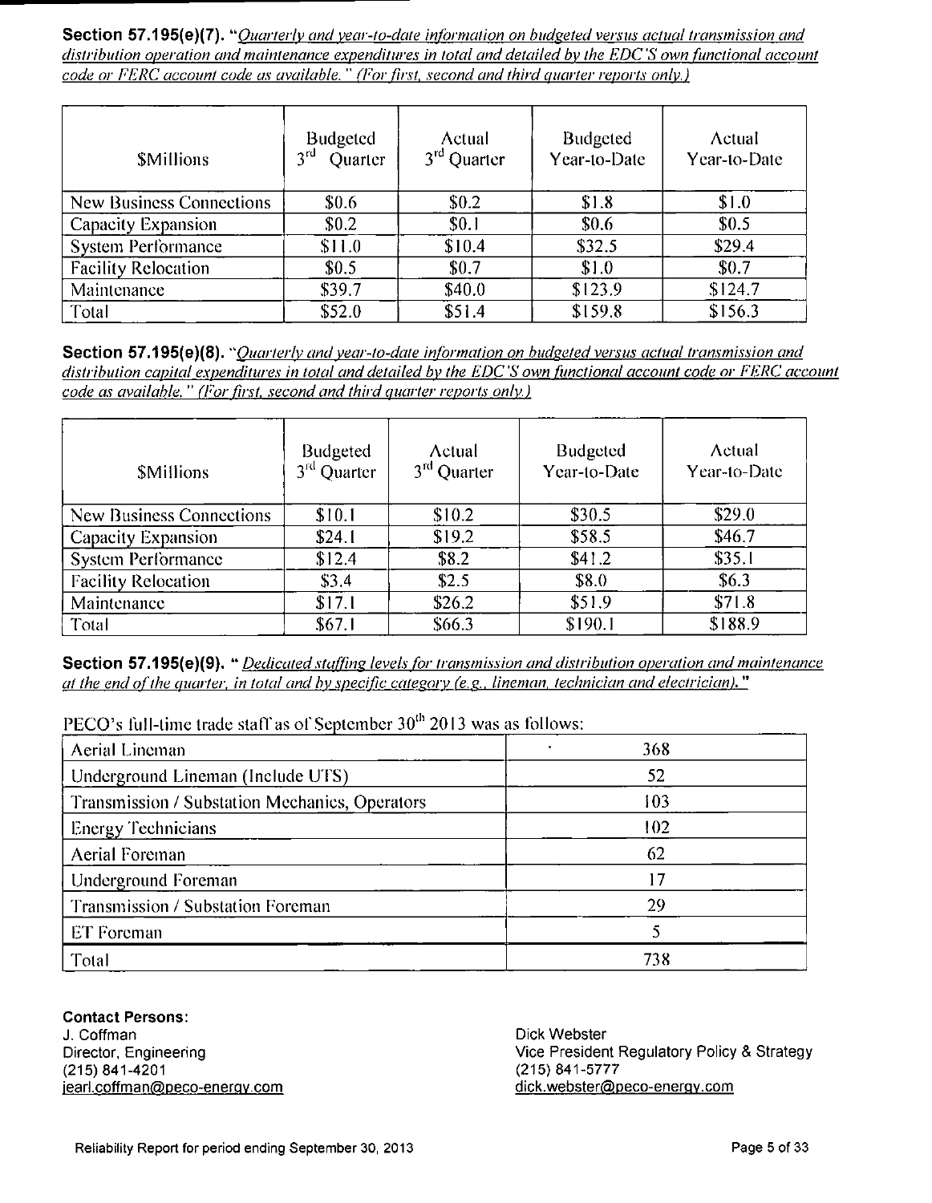**Section 57.195(e)(7).** "*Quarterly and year-to-date information on budgeted versus actual transmission and distribution operation and maintenance expenditures in total and detailed by the EDC'S own functional account code or FERC account code as available." (For first, second and third quarter reports only.)*

| $Millions | Budgeted 3rd Quarter | Actual 3rd Quarter | Budgeted Year-to-Date | Actual Year-to-Date |
|---|---|---|---|---|
| New Business Connections | $0.6 | $0.2 | $1.8 | $1.0 |
| Capacity Expansion | $0.2 | $0.1 | $0.6 | $0.5 |
| System Performance | $11.0 | $10.4 | $32.5 | $29.4 |
| Facility Relocation | $0.5 | $0.7 | $1.0 | $0.7 |
| Maintenance | $39.7 | $40.0 | $123.9 | $124.7 |
| Total | $52.0 | $51.4 | $159.8 | $156.3 |

**Section 57.195(e)(8).** "*Quarterly and year-to-date information on budgeted versus actual transmission and distribution capital expenditures in total and detailed by the EDC'S own functional account code or FERC account code as available." (For first, second and third quarter reports only.)*

| $Millions | Budgeted 3rd Quarter | Actual 3rd Quarter | Budgeted Year-to-Date | Actual Year-to-Date |
|---|---|---|---|---|
| New Business Connections | $10.1 | $10.2 | $30.5 | $29.0 |
| Capacity Expansion | $24.1 | $19.2 | $58.5 | $46.7 |
| System Performance | $12.4 | $8.2 | $41.2 | $35.1 |
| Facility Relocation | $3.4 | $2.5 | $8.0 | $6.3 |
| Maintenance | $17.1 | $26.2 | $51.9 | $71.8 |
| Total | $67.1 | $66.3 | $190.1 | $188.9 |

**Section 57.195(e)(9).** "*Dedicated staffing levels for transmission and distribution operation and maintenance at the end of the quarter, in total and by specific category (e.g., lineman, technician and electrician).*"

PECO's full-time trade staff as of September 30th 2013 was as follows:

| Category | Count |
|---|---|
| Aerial Lineman | 368 |
| Underground Lineman (Include UTS) | 52 |
| Transmission / Substation Mechanics, Operators | 103 |
| Energy Technicians | 102 |
| Aerial Foreman | 62 |
| Underground Foreman | 17 |
| Transmission / Substation Foreman | 29 |
| ET Foreman | 5 |
| Total | 738 |

**Contact Persons:**

J. Coffman
Director, Engineering
(215) 841-4201
jearl.coffman@peco-energy.com

Dick Webster
Vice President Regulatory Policy & Strategy
(215) 841-5777
dick.webster@peco-energy.com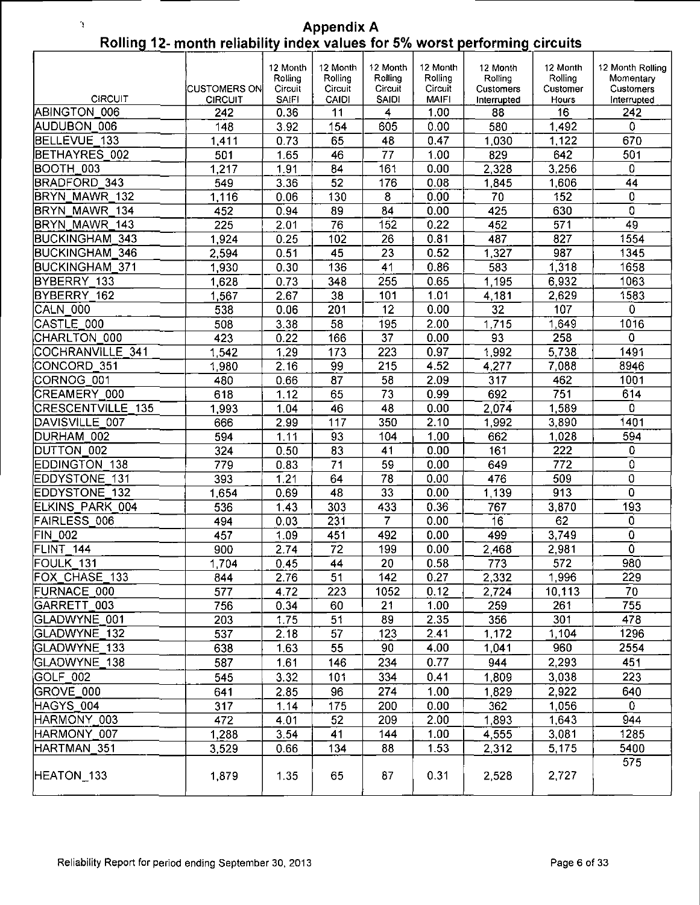# Appendix A

## Rolling 12- month reliability index values for 5% worst performing circuits

| CIRCUIT | CUSTOMERS ON CIRCUIT | 12 Month Rolling Circuit SAIFI | 12 Month Rolling Circuit CAIDI | 12 Month Rolling Circuit SAIDI | 12 Month Rolling Circuit MAIFI | 12 Month Rolling Customers Interrupted | 12 Month Rolling Customer Hours | 12 Month Rolling Momentary Customers Interrupted |
|---|---|---|---|---|---|---|---|---|
| ABINGTON_006 | 242 | 0.36 | 11 | 4 | 1.00 | 88 | 16 | 242 |
| AUDUBON_006 | 148 | 3.92 | 154 | 605 | 0.00 | 580 | 1,492 | 0 |
| BELLEVUE_133 | 1,411 | 0.73 | 65 | 48 | 0.47 | 1,030 | 1,122 | 670 |
| BETHAYRES_002 | 501 | 1.65 | 46 | 77 | 1.00 | 829 | 642 | 501 |
| BOOTH_003 | 1,217 | 1.91 | 84 | 161 | 0.00 | 2,328 | 3,256 | 0 |
| BRADFORD_343 | 549 | 3.36 | 52 | 176 | 0.08 | 1,845 | 1,606 | 44 |
| BRYN_MAWR_132 | 1,116 | 0.06 | 130 | 8 | 0.00 | 70 | 152 | 0 |
| BRYN_MAWR_134 | 452 | 0.94 | 89 | 84 | 0.00 | 425 | 630 | 0 |
| BRYN_MAWR_143 | 225 | 2.01 | 76 | 152 | 0.22 | 452 | 571 | 49 |
| BUCKINGHAM_343 | 1,924 | 0.25 | 102 | 26 | 0.81 | 487 | 827 | 1554 |
| BUCKINGHAM_346 | 2,594 | 0.51 | 45 | 23 | 0.52 | 1,327 | 987 | 1345 |
| BUCKINGHAM_371 | 1,930 | 0.30 | 136 | 41 | 0.86 | 583 | 1,318 | 1658 |
| BYBERRY_133 | 1,628 | 0.73 | 348 | 255 | 0.65 | 1,195 | 6,932 | 1063 |
| BYBERRY_162 | 1,567 | 2.67 | 38 | 101 | 1.01 | 4,181 | 2,629 | 1583 |
| CALN_000 | 538 | 0.06 | 201 | 12 | 0.00 | 32 | 107 | 0 |
| CASTLE_000 | 508 | 3.38 | 58 | 195 | 2.00 | 1,715 | 1,649 | 1016 |
| CHARLTON_000 | 423 | 0.22 | 166 | 37 | 0.00 | 93 | 258 | 0 |
| COCHRANVILLE_341 | 1,542 | 1.29 | 173 | 223 | 0.97 | 1,992 | 5,738 | 1491 |
| CONCORD_351 | 1,980 | 2.16 | 99 | 215 | 4.52 | 4,277 | 7,088 | 8946 |
| CORNOG_001 | 480 | 0.66 | 87 | 58 | 2.09 | 317 | 462 | 1001 |
| CREAMERY_000 | 618 | 1.12 | 65 | 73 | 0.99 | 692 | 751 | 614 |
| CRESCENTVILLE_135 | 1,993 | 1.04 | 46 | 48 | 0.00 | 2,074 | 1,589 | 0 |
| DAVISVILLE_007 | 666 | 2.99 | 117 | 350 | 2.10 | 1,992 | 3,890 | 1401 |
| DURHAM_002 | 594 | 1.11 | 93 | 104 | 1.00 | 662 | 1,028 | 594 |
| DUTTON_002 | 324 | 0.50 | 83 | 41 | 0.00 | 161 | 222 | 0 |
| EDDINGTON_138 | 779 | 0.83 | 71 | 59 | 0.00 | 649 | 772 | 0 |
| EDDYSTONE_131 | 393 | 1.21 | 64 | 78 | 0.00 | 476 | 509 | 0 |
| EDDYSTONE_132 | 1,654 | 0.69 | 48 | 33 | 0.00 | 1,139 | 913 | 0 |
| ELKINS_PARK_004 | 536 | 1.43 | 303 | 433 | 0.36 | 767 | 3,870 | 193 |
| FAIRLESS_006 | 494 | 0.03 | 231 | 7 | 0.00 | 16 | 62 | 0 |
| FIN_002 | 457 | 1.09 | 451 | 492 | 0.00 | 499 | 3,749 | 0 |
| FLINT_144 | 900 | 2.74 | 72 | 199 | 0.00 | 2,468 | 2,981 | 0 |
| FOULK_131 | 1,704 | 0.45 | 44 | 20 | 0.58 | 773 | 572 | 980 |
| FOX_CHASE_133 | 844 | 2.76 | 51 | 142 | 0.27 | 2,332 | 1,996 | 229 |
| FURNACE_000 | 577 | 4.72 | 223 | 1052 | 0.12 | 2,724 | 10,113 | 70 |
| GARRETT_003 | 756 | 0.34 | 60 | 21 | 1.00 | 259 | 261 | 755 |
| GLADWYNE_001 | 203 | 1.75 | 51 | 89 | 2.35 | 356 | 301 | 478 |
| GLADWYNE_132 | 537 | 2.18 | 57 | 123 | 2.41 | 1,172 | 1,104 | 1296 |
| GLADWYNE_133 | 638 | 1.63 | 55 | 90 | 4.00 | 1,041 | 960 | 2554 |
| GLADWYNE_138 | 587 | 1.61 | 146 | 234 | 0.77 | 944 | 2,293 | 451 |
| GOLF_002 | 545 | 3.32 | 101 | 334 | 0.41 | 1,809 | 3,038 | 223 |
| GROVE_000 | 641 | 2.85 | 96 | 274 | 1.00 | 1,829 | 2,922 | 640 |
| HAGYS_004 | 317 | 1.14 | 175 | 200 | 0.00 | 362 | 1,056 | 0 |
| HARMONY_003 | 472 | 4.01 | 52 | 209 | 2.00 | 1,893 | 1,643 | 944 |
| HARMONY_007 | 1,288 | 3.54 | 41 | 144 | 1.00 | 4,555 | 3,081 | 1285 |
| HARTMAN_351 | 3,529 | 0.66 | 134 | 88 | 1.53 | 2,312 | 5,175 | 5400 |
| HEATON_133 | 1,879 | 1.35 | 65 | 87 | 0.31 | 2,528 | 2,727 | 575 |

Reliability Report for period ending September 30, 2013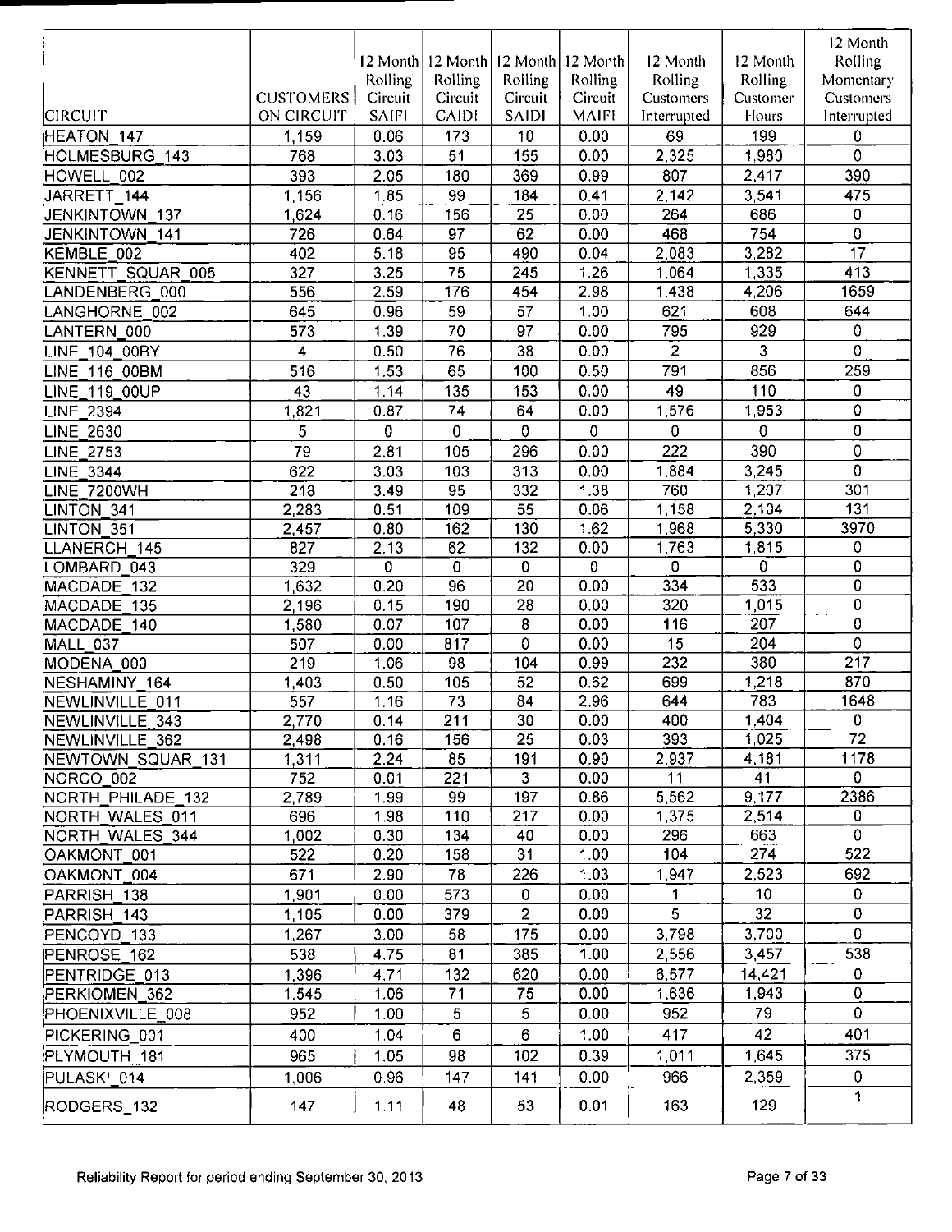| CIRCUIT | CUSTOMERS ON CIRCUIT | 12 Month Rolling Circuit SAIFI | 12 Month Rolling Circuit CAIDI | 12 Month Rolling Circuit SAIDI | 12 Month Rolling Circuit MAIFI | 12 Month Rolling Customers Interrupted | 12 Month Rolling Customer Hours | 12 Month Rolling Momentary Customers Interrupted |
|---|---|---|---|---|---|---|---|---|
| HEATON_147 | 1,159 | 0.06 | 173 | 10 | 0.00 | 69 | 199 | 0 |
| HOLMESBURG_143 | 768 | 3.03 | 51 | 155 | 0.00 | 2,325 | 1,980 | 0 |
| HOWELL_002 | 393 | 2.05 | 180 | 369 | 0.99 | 807 | 2,417 | 390 |
| JARRETT_144 | 1,156 | 1.85 | 99 | 184 | 0.41 | 2,142 | 3,541 | 475 |
| JENKINTOWN_137 | 1,624 | 0.16 | 156 | 25 | 0.00 | 264 | 686 | 0 |
| JENKINTOWN_141 | 726 | 0.64 | 97 | 62 | 0.00 | 468 | 754 | 0 |
| KEMBLE_002 | 402 | 5.18 | 95 | 490 | 0.04 | 2,083 | 3,282 | 17 |
| KENNETT_SQUAR_005 | 327 | 3.25 | 75 | 245 | 1.26 | 1,064 | 1,335 | 413 |
| LANDENBERG_000 | 556 | 2.59 | 176 | 454 | 2.98 | 1,438 | 4,206 | 1659 |
| LANGHORNE_002 | 645 | 0.96 | 59 | 57 | 1.00 | 621 | 608 | 644 |
| LANTERN_000 | 573 | 1.39 | 70 | 97 | 0.00 | 795 | 929 | 0 |
| LINE_104_00BY | 4 | 0.50 | 76 | 38 | 0.00 | 2 | 3 | 0 |
| LINE_116_00BM | 516 | 1.53 | 65 | 100 | 0.50 | 791 | 856 | 259 |
| LINE_119_00UP | 43 | 1.14 | 135 | 153 | 0.00 | 49 | 110 | 0 |
| LINE_2394 | 1,821 | 0.87 | 74 | 64 | 0.00 | 1,576 | 1,953 | 0 |
| LINE_2630 | 5 | 0 | 0 | 0 | 0 | 0 | 0 | 0 |
| LINE_2753 | 79 | 2.81 | 105 | 296 | 0.00 | 222 | 390 | 0 |
| LINE_3344 | 622 | 3.03 | 103 | 313 | 0.00 | 1,884 | 3,245 | 0 |
| LINE_7200WH | 218 | 3.49 | 95 | 332 | 1.38 | 760 | 1,207 | 301 |
| LINTON_341 | 2,283 | 0.51 | 109 | 55 | 0.06 | 1,158 | 2,104 | 131 |
| LINTON_351 | 2,457 | 0.80 | 162 | 130 | 1.62 | 1,968 | 5,330 | 3970 |
| LLANERCH_145 | 827 | 2.13 | 62 | 132 | 0.00 | 1,763 | 1,815 | 0 |
| LOMBARD_043 | 329 | 0 | 0 | 0 | 0 | 0 | 0 | 0 |
| MACDADE_132 | 1,632 | 0.20 | 96 | 20 | 0.00 | 334 | 533 | 0 |
| MACDADE_135 | 2,196 | 0.15 | 190 | 28 | 0.00 | 320 | 1,015 | 0 |
| MACDADE_140 | 1,580 | 0.07 | 107 | 8 | 0.00 | 116 | 207 | 0 |
| MALL_037 | 507 | 0.00 | 817 | 0 | 0.00 | 15 | 204 | 0 |
| MODENA_000 | 219 | 1.06 | 98 | 104 | 0.99 | 232 | 380 | 217 |
| NESHAMINY_164 | 1,403 | 0.50 | 105 | 52 | 0.62 | 699 | 1,218 | 870 |
| NEWLINVILLE_011 | 557 | 1.16 | 73 | 84 | 2.96 | 644 | 783 | 1648 |
| NEWLINVILLE_343 | 2,770 | 0.14 | 211 | 30 | 0.00 | 400 | 1,404 | 0 |
| NEWLINVILLE_362 | 2,498 | 0.16 | 156 | 25 | 0.03 | 393 | 1,025 | 72 |
| NEWTOWN_SQUAR_131 | 1,311 | 2.24 | 85 | 191 | 0.90 | 2,937 | 4,181 | 1178 |
| NORCO_002 | 752 | 0.01 | 221 | 3 | 0.00 | 11 | 41 | 0 |
| NORTH_PHILADE_132 | 2,789 | 1.99 | 99 | 197 | 0.86 | 5,562 | 9,177 | 2386 |
| NORTH_WALES_011 | 696 | 1.98 | 110 | 217 | 0.00 | 1,375 | 2,514 | 0 |
| NORTH_WALES_344 | 1,002 | 0.30 | 134 | 40 | 0.00 | 296 | 663 | 0 |
| OAKMONT_001 | 522 | 0.20 | 158 | 31 | 1.00 | 104 | 274 | 522 |
| OAKMONT_004 | 671 | 2.90 | 78 | 226 | 1.03 | 1,947 | 2,523 | 692 |
| PARRISH_138 | 1,901 | 0.00 | 573 | 0 | 0.00 | 1 | 10 | 0 |
| PARRISH_143 | 1,105 | 0.00 | 379 | 2 | 0.00 | 5 | 32 | 0 |
| PENCOYD_133 | 1,267 | 3.00 | 58 | 175 | 0.00 | 3,798 | 3,700 | 0 |
| PENROSE_162 | 538 | 4.75 | 81 | 385 | 1.00 | 2,556 | 3,457 | 538 |
| PENTRIDGE_013 | 1,396 | 4.71 | 132 | 620 | 0.00 | 6,577 | 14,421 | 0 |
| PERKIOMEN_362 | 1,545 | 1.06 | 71 | 75 | 0.00 | 1,636 | 1,943 | 0 |
| PHOENIXVILLE_008 | 952 | 1.00 | 5 | 5 | 0.00 | 952 | 79 | 0 |
| PICKERING_001 | 400 | 1.04 | 6 | 6 | 1.00 | 417 | 42 | 401 |
| PLYMOUTH_181 | 965 | 1.05 | 98 | 102 | 0.39 | 1,011 | 1,645 | 375 |
| PULASKI_014 | 1,006 | 0.96 | 147 | 141 | 0.00 | 966 | 2,359 | 0 |
| RODGERS_132 | 147 | 1.11 | 48 | 53 | 0.01 | 163 | 129 | 1 |

Reliability Report for period ending September 30, 2013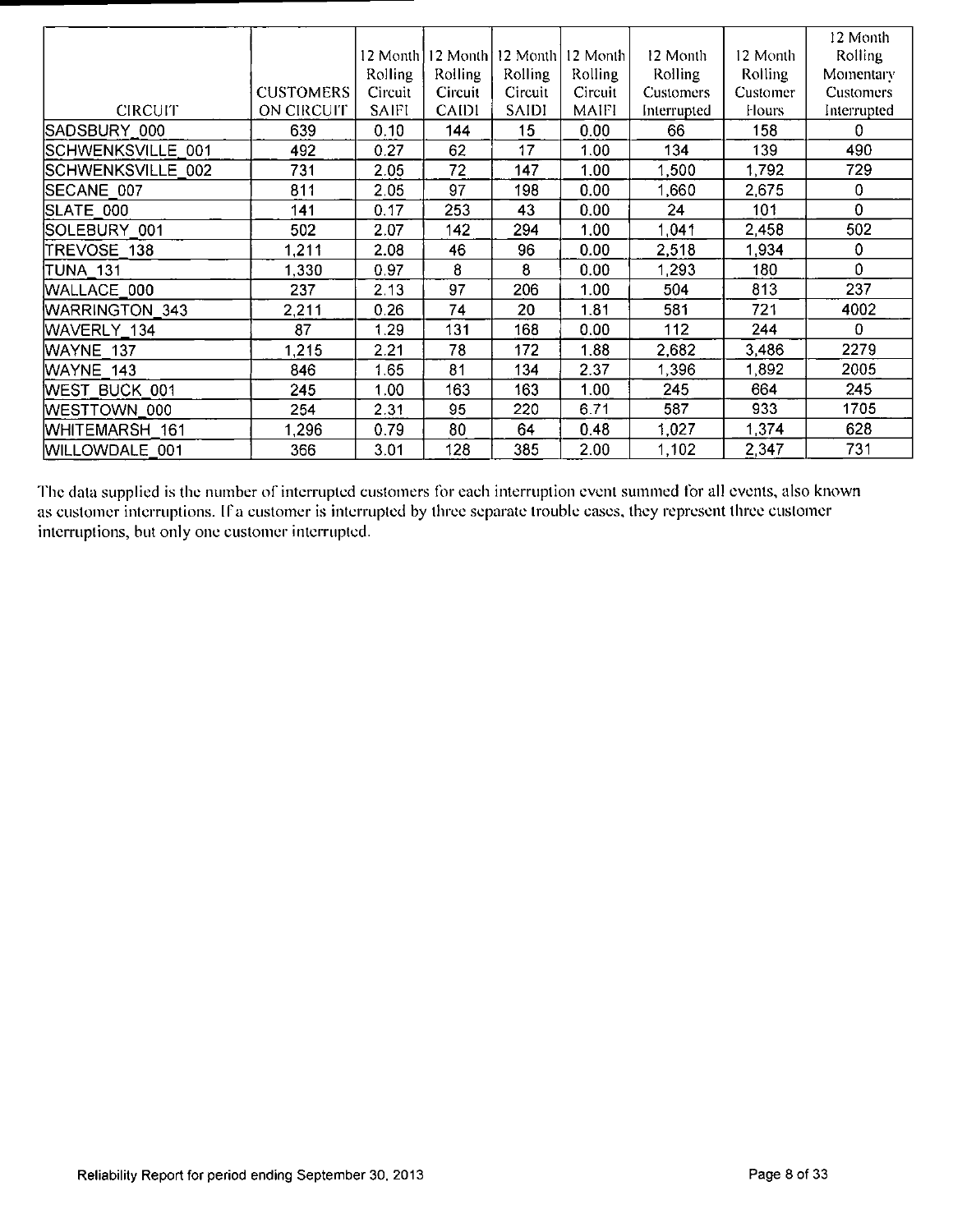| CIRCUIT | CUSTOMERS ON CIRCUIT | 12 Month Rolling Circuit SAIFI | 12 Month Rolling Circuit CAIDI | 12 Month Rolling Circuit SAIDI | 12 Month Rolling Circuit MAIFI | 12 Month Rolling Customers Interrupted | 12 Month Rolling Customer Hours | 12 Month Rolling Momentary Customers Interrupted |
|---|---|---|---|---|---|---|---|---|
| SADSBURY_000 | 639 | 0.10 | 144 | 15 | 0.00 | 66 | 158 | 0 |
| SCHWENKSVILLE_001 | 492 | 0.27 | 62 | 17 | 1.00 | 134 | 139 | 490 |
| SCHWENKSVILLE_002 | 731 | 2.05 | 72 | 147 | 1.00 | 1,500 | 1,792 | 729 |
| SECANE_007 | 811 | 2.05 | 97 | 198 | 0.00 | 1,660 | 2,675 | 0 |
| SLATE_000 | 141 | 0.17 | 253 | 43 | 0.00 | 24 | 101 | 0 |
| SOLEBURY_001 | 502 | 2.07 | 142 | 294 | 1.00 | 1,041 | 2,458 | 502 |
| TREVOSE_138 | 1,211 | 2.08 | 46 | 96 | 0.00 | 2,518 | 1,934 | 0 |
| TUNA_131 | 1,330 | 0.97 | 8 | 8 | 0.00 | 1,293 | 180 | 0 |
| WALLACE_000 | 237 | 2.13 | 97 | 206 | 1.00 | 504 | 813 | 237 |
| WARRINGTON_343 | 2,211 | 0.26 | 74 | 20 | 1.81 | 581 | 721 | 4002 |
| WAVERLY_134 | 87 | 1.29 | 131 | 168 | 0.00 | 112 | 244 | 0 |
| WAYNE_137 | 1,215 | 2.21 | 78 | 172 | 1.88 | 2,682 | 3,486 | 2279 |
| WAYNE_143 | 846 | 1.65 | 81 | 134 | 2.37 | 1,396 | 1,892 | 2005 |
| WEST_BUCK_001 | 245 | 1.00 | 163 | 163 | 1.00 | 245 | 664 | 245 |
| WESTTOWN_000 | 254 | 2.31 | 95 | 220 | 6.71 | 587 | 933 | 1705 |
| WHITEMARSH_161 | 1,296 | 0.79 | 80 | 64 | 0.48 | 1,027 | 1,374 | 628 |
| WILLOWDALE_001 | 366 | 3.01 | 128 | 385 | 2.00 | 1,102 | 2,347 | 731 |

The data supplied is the number of interrupted customers for each interruption event summed for all events, also known as customer interruptions. If a customer is interrupted by three separate trouble cases, they represent three customer interruptions, but only one customer interrupted.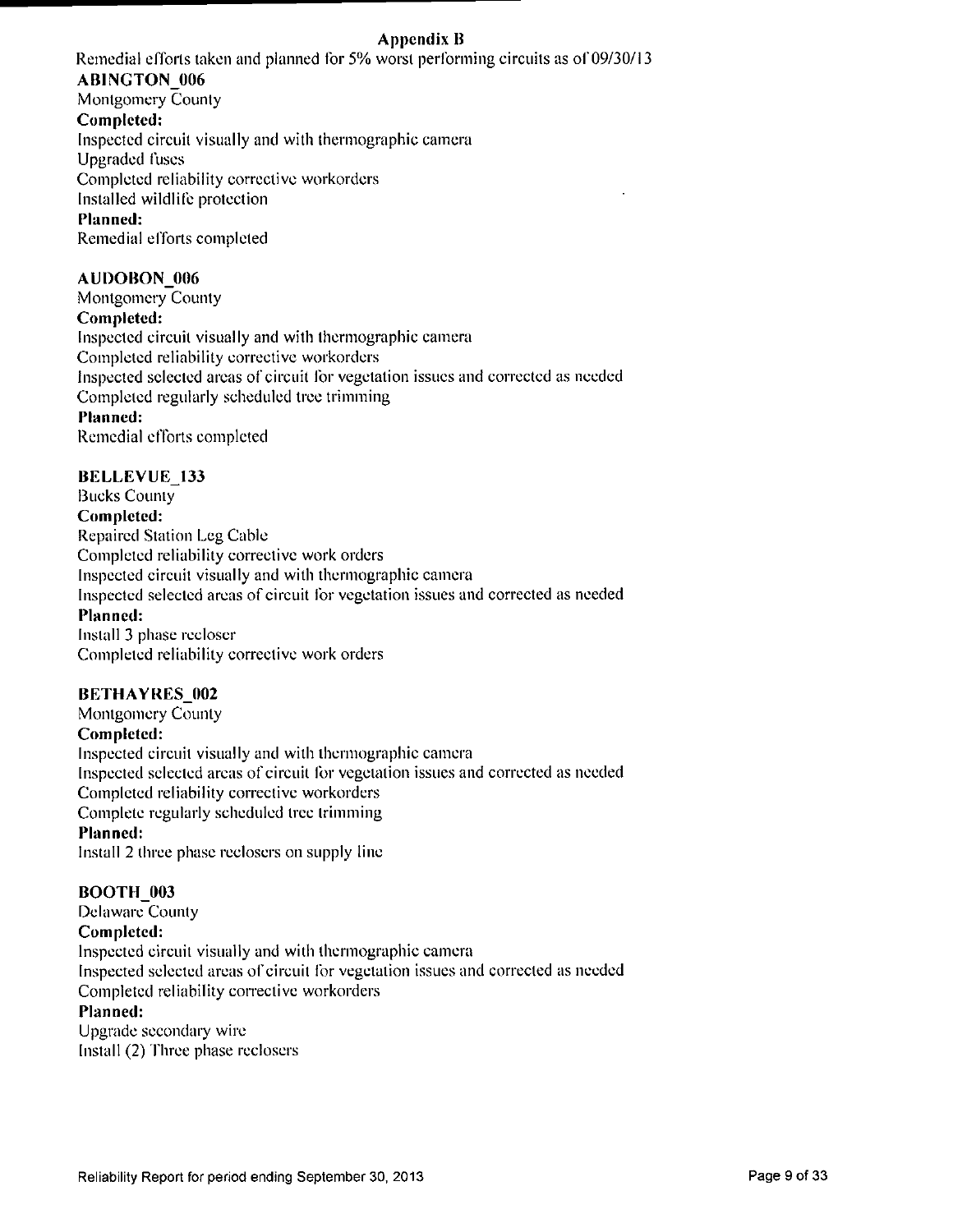## Appendix B

Remedial efforts taken and planned for 5% worst performing circuits as of 09/30/13

### ABINGTON_006

Montgomery County

**Completed:**

Inspected circuit visually and with thermographic camera
Upgraded fuses
Completed reliability corrective workorders
Installed wildlife protection

**Planned:**

Remedial efforts completed

### AUDOBON_006

Montgomery County

**Completed:**

Inspected circuit visually and with thermographic camera
Completed reliability corrective workorders
Inspected selected areas of circuit for vegetation issues and corrected as needed
Completed regularly scheduled tree trimming

**Planned:**

Remedial efforts completed

### BELLEVUE_133

Bucks County

**Completed:**

Repaired Station Leg Cable
Completed reliability corrective work orders
Inspected circuit visually and with thermographic camera
Inspected selected areas of circuit for vegetation issues and corrected as needed

**Planned:**

Install 3 phase recloser
Completed reliability corrective work orders

### BETHAYRES_002

Montgomery County

**Completed:**

Inspected circuit visually and with thermographic camera
Inspected selected areas of circuit for vegetation issues and corrected as needed
Completed reliability corrective workorders
Complete regularly scheduled tree trimming

**Planned:**

Install 2 three phase reclosers on supply line

### BOOTH_003

Delaware County

**Completed:**

Inspected circuit visually and with thermographic camera
Inspected selected areas of circuit for vegetation issues and corrected as needed
Completed reliability corrective workorders

**Planned:**

Upgrade secondary wire
Install (2) Three phase reclosers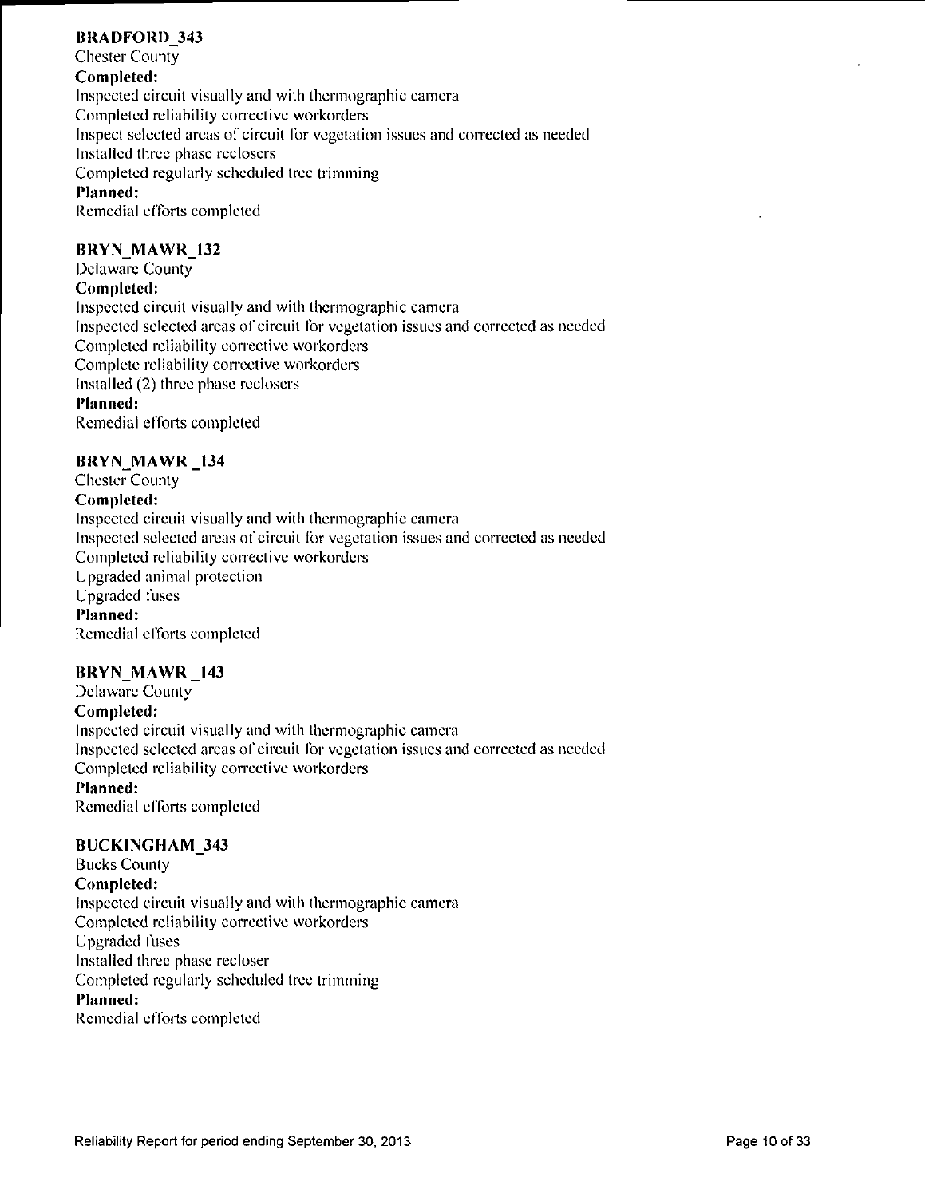**BRADFORD_343**

Chester County

**Completed:**

Inspected circuit visually and with thermographic camera

Completed reliability corrective workorders

Inspect selected areas of circuit for vegetation issues and corrected as needed

Installed three phase reclosers

Completed regularly scheduled tree trimming

**Planned:**

Remedial efforts completed

**BRYN_MAWR_132**

Delaware County

**Completed:**

Inspected circuit visually and with thermographic camera

Inspected selected areas of circuit for vegetation issues and corrected as needed

Completed reliability corrective workorders

Complete reliability corrective workorders

Installed (2) three phase reclosers

**Planned:**

Remedial efforts completed

**BRYN_MAWR _134**

Chester County

**Completed:**

Inspected circuit visually and with thermographic camera

Inspected selected areas of circuit for vegetation issues and corrected as needed

Completed reliability corrective workorders

Upgraded animal protection

Upgraded fuses

**Planned:**

Remedial efforts completed

**BRYN_MAWR _143**

Delaware County

**Completed:**

Inspected circuit visually and with thermographic camera

Inspected selected areas of circuit for vegetation issues and corrected as needed

Completed reliability corrective workorders

**Planned:**

Remedial efforts completed

**BUCKINGHAM_343**

Bucks County

**Completed:**

Inspected circuit visually and with thermographic camera

Completed reliability corrective workorders

Upgraded fuses

Installed three phase recloser

Completed regularly scheduled tree trimming

**Planned:**

Remedial efforts completed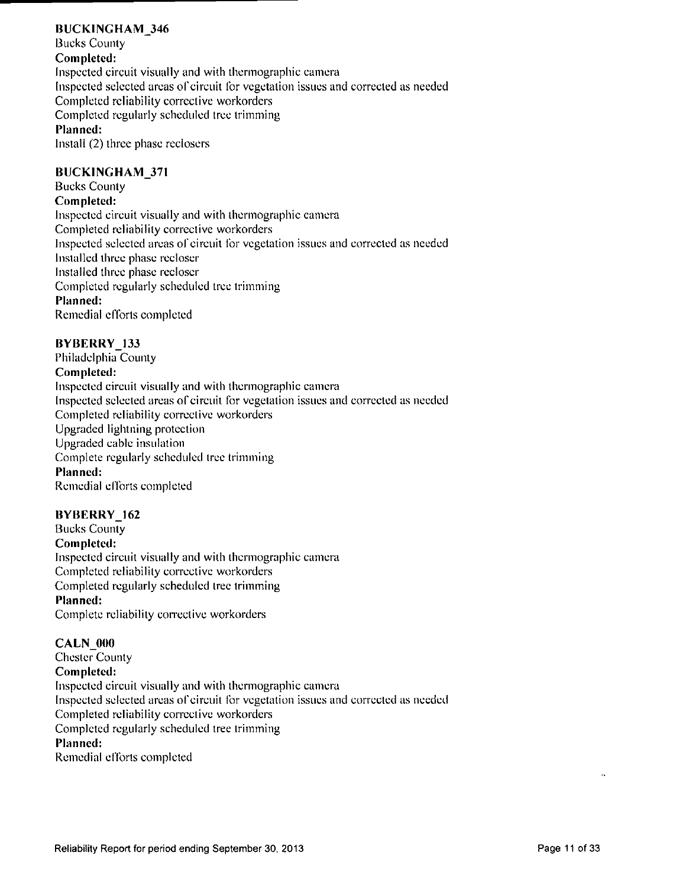**BUCKINGHAM_346**

Bucks County

**Completed:**

Inspected circuit visually and with thermographic camera
Inspected selected areas of circuit for vegetation issues and corrected as needed
Completed reliability corrective workorders
Completed regularly scheduled tree trimming

**Planned:**

Install (2) three phase reclosers

**BUCKINGHAM_371**

Bucks County

**Completed:**

Inspected circuit visually and with thermographic camera
Completed reliability corrective workorders
Inspected selected areas of circuit for vegetation issues and corrected as needed
Installed three phase recloser
Installed three phase recloser
Completed regularly scheduled tree trimming

**Planned:**

Remedial efforts completed

**BYBERRY_133**

Philadelphia County

**Completed:**

Inspected circuit visually and with thermographic camera
Inspected selected areas of circuit for vegetation issues and corrected as needed
Completed reliability corrective workorders
Upgraded lightning protection
Upgraded cable insulation
Complete regularly scheduled tree trimming

**Planned:**

Remedial efforts completed

**BYBERRY_162**

Bucks County

**Completed:**

Inspected circuit visually and with thermographic camera
Completed reliability corrective workorders
Completed regularly scheduled tree trimming

**Planned:**

Complete reliability corrective workorders

**CALN_000**

Chester County

**Completed:**

Inspected circuit visually and with thermographic camera
Inspected selected areas of circuit for vegetation issues and corrected as needed
Completed reliability corrective workorders
Completed regularly scheduled tree trimming

**Planned:**

Remedial efforts completed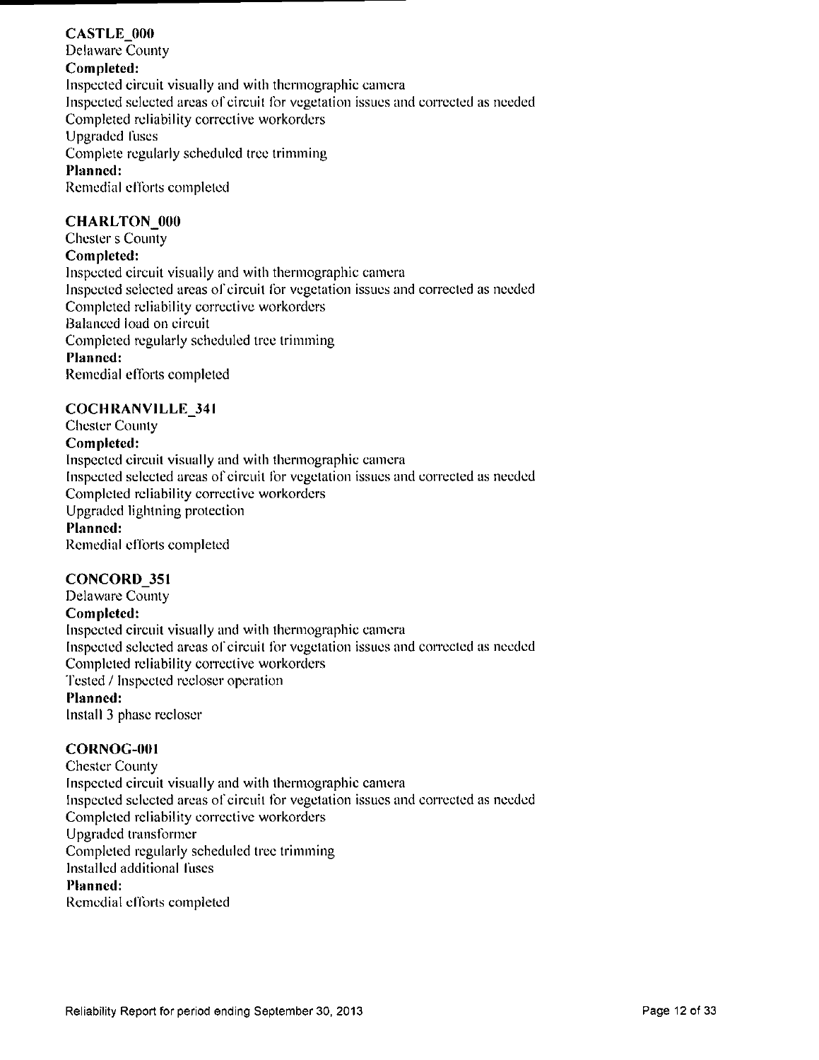**CASTLE_000**
Delaware County
**Completed:**
Inspected circuit visually and with thermographic camera
Inspected selected areas of circuit for vegetation issues and corrected as needed
Completed reliability corrective workorders
Upgraded fuses
Complete regularly scheduled tree trimming
**Planned:**
Remedial efforts completed

**CHARLTON_000**
Chester s County
**Completed:**
Inspected circuit visually and with thermographic camera
Inspected selected areas of circuit for vegetation issues and corrected as needed
Completed reliability corrective workorders
Balanced load on circuit
Completed regularly scheduled tree trimming
**Planned:**
Remedial efforts completed

**COCHRANVILLE_341**
Chester County
**Completed:**
Inspected circuit visually and with thermographic camera
Inspected selected areas of circuit for vegetation issues and corrected as needed
Completed reliability corrective workorders
Upgraded lightning protection
**Planned:**
Remedial efforts completed

**CONCORD_351**
Delaware County
**Completed:**
Inspected circuit visually and with thermographic camera
Inspected selected areas of circuit for vegetation issues and corrected as needed
Completed reliability corrective workorders
Tested / Inspected recloser operation
**Planned:**
Install 3 phase recloser

**CORNOG-001**
Chester County
Inspected circuit visually and with thermographic camera
Inspected selected areas of circuit for vegetation issues and corrected as needed
Completed reliability corrective workorders
Upgraded transformer
Completed regularly scheduled tree trimming
Installed additional fuses
**Planned:**
Remedial efforts completed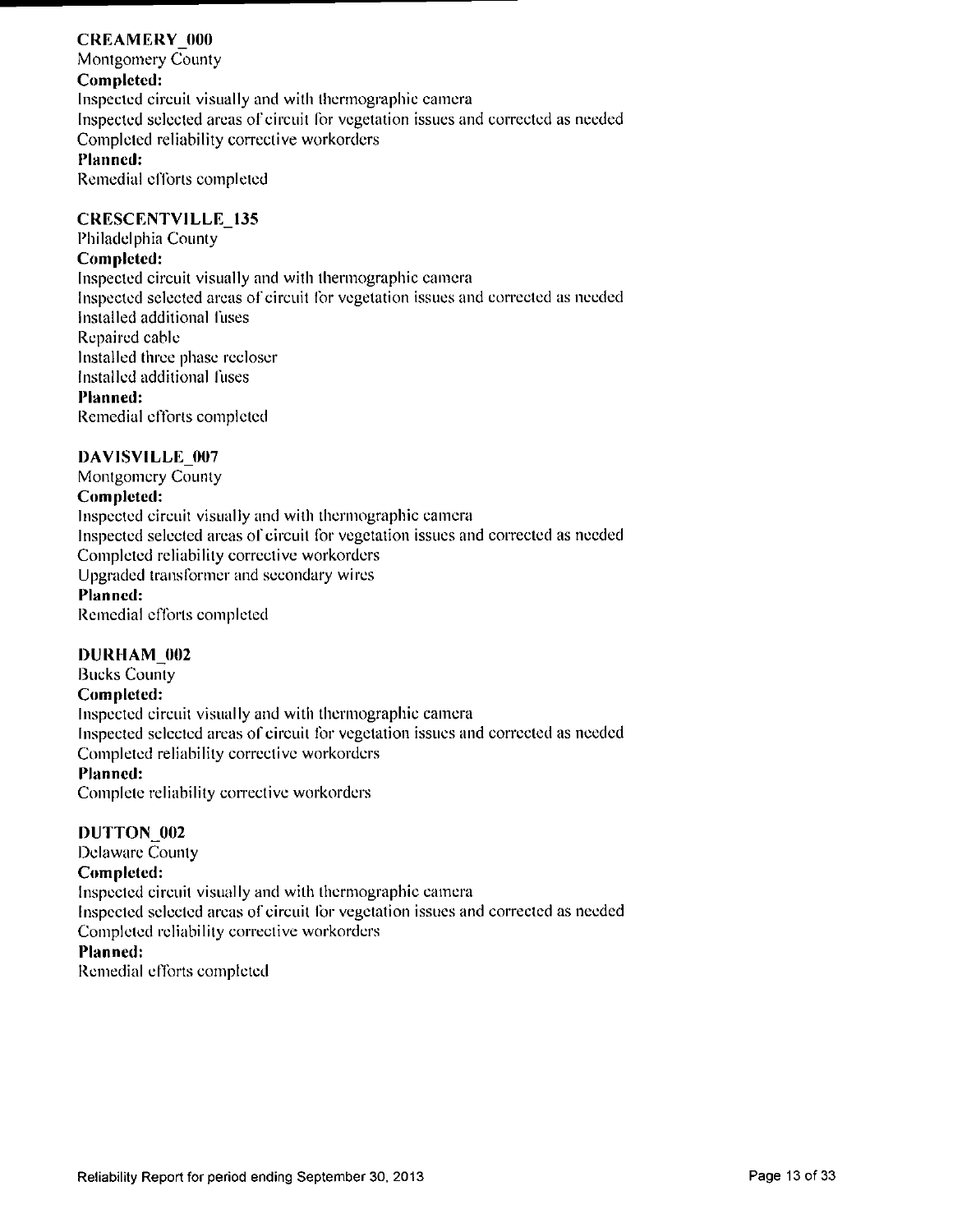**CREAMERY_000**
Montgomery County
**Completed:**
Inspected circuit visually and with thermographic camera
Inspected selected areas of circuit for vegetation issues and corrected as needed
Completed reliability corrective workorders
**Planned:**
Remedial efforts completed

**CRESCENTVILLE_135**
Philadelphia County
**Completed:**
Inspected circuit visually and with thermographic camera
Inspected selected areas of circuit for vegetation issues and corrected as needed
Installed additional fuses
Repaired cable
Installed three phase recloser
Installed additional fuses
**Planned:**
Remedial efforts completed

**DAVISVILLE_007**
Montgomery County
**Completed:**
Inspected circuit visually and with thermographic camera
Inspected selected areas of circuit for vegetation issues and corrected as needed
Completed reliability corrective workorders
Upgraded transformer and secondary wires
**Planned:**
Remedial efforts completed

**DURHAM_002**
Bucks County
**Completed:**
Inspected circuit visually and with thermographic camera
Inspected selected areas of circuit for vegetation issues and corrected as needed
Completed reliability corrective workorders
**Planned:**
Complete reliability corrective workorders

**DUTTON_002**
Delaware County
**Completed:**
Inspected circuit visually and with thermographic camera
Inspected selected areas of circuit for vegetation issues and corrected as needed
Completed reliability corrective workorders
**Planned:**
Remedial efforts completed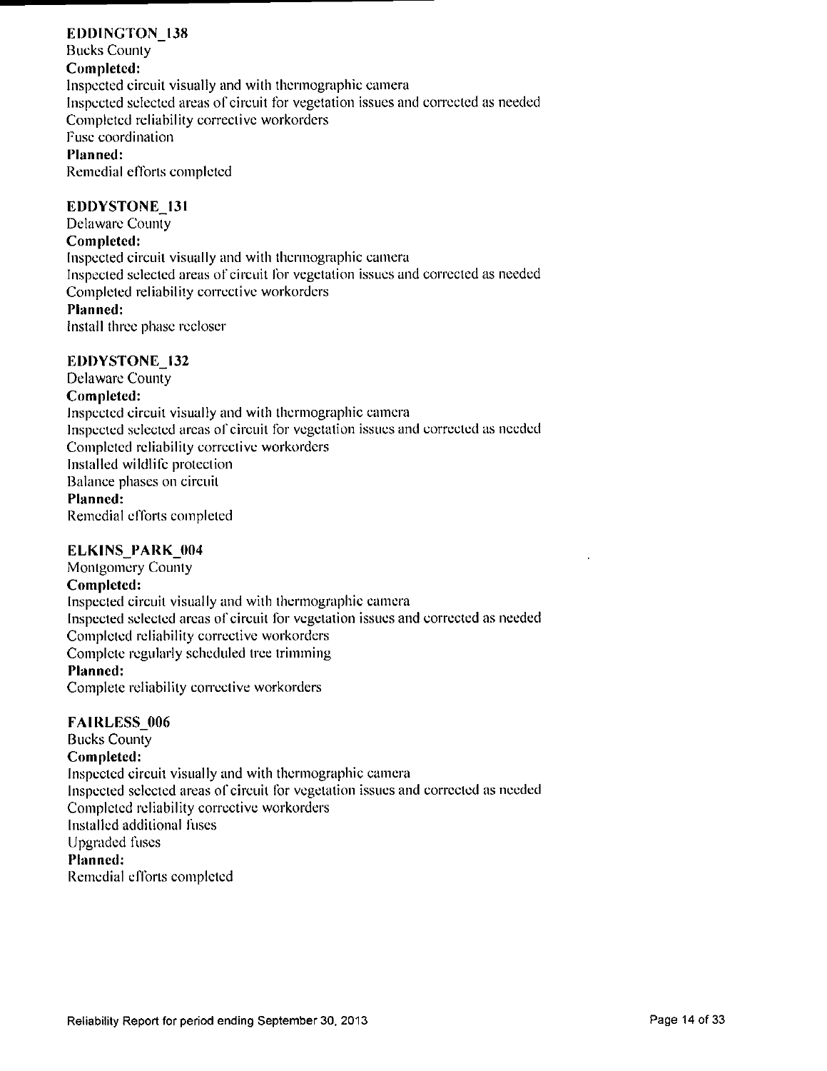**EDDINGTON_138**
Bucks County
**Completed:**
Inspected circuit visually and with thermographic camera
Inspected selected areas of circuit for vegetation issues and corrected as needed
Completed reliability corrective workorders
Fuse coordination
**Planned:**
Remedial efforts completed

**EDDYSTONE_131**
Delaware County
**Completed:**
Inspected circuit visually and with thermographic camera
Inspected selected areas of circuit for vegetation issues and corrected as needed
Completed reliability corrective workorders
**Planned:**
Install three phase recloser

**EDDYSTONE_132**
Delaware County
**Completed:**
Inspected circuit visually and with thermographic camera
Inspected selected areas of circuit for vegetation issues and corrected as needed
Completed reliability corrective workorders
Installed wildlife protection
Balance phases on circuit
**Planned:**
Remedial efforts completed

**ELKINS_PARK_004**
Montgomery County
**Completed:**
Inspected circuit visually and with thermographic camera
Inspected selected areas of circuit for vegetation issues and corrected as needed
Completed reliability corrective workorders
Complete regularly scheduled tree trimming
**Planned:**
Complete reliability corrective workorders

**FAIRLESS_006**
Bucks County
**Completed:**
Inspected circuit visually and with thermographic camera
Inspected selected areas of circuit for vegetation issues and corrected as needed
Completed reliability corrective workorders
Installed additional fuses
Upgraded fuses
**Planned:**
Remedial efforts completed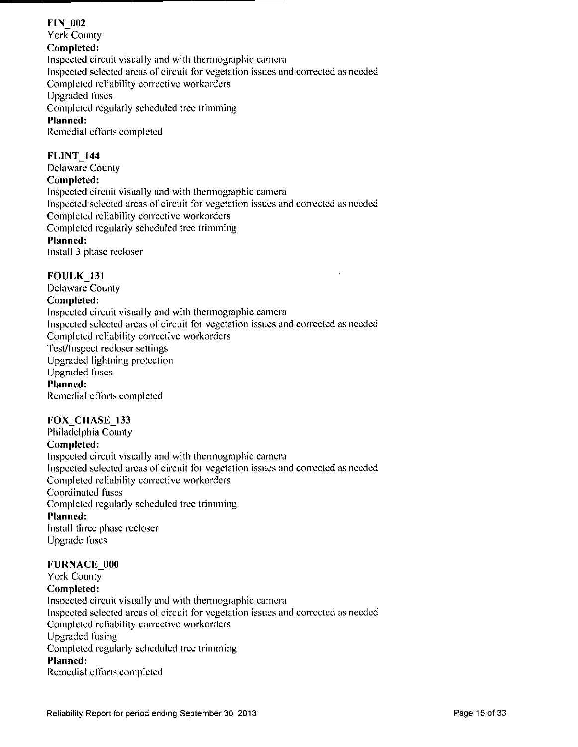**FIN_002**
York County
**Completed:**
Inspected circuit visually and with thermographic camera
Inspected selected areas of circuit for vegetation issues and corrected as needed
Completed reliability corrective workorders
Upgraded fuses
Completed regularly scheduled tree trimming
**Planned:**
Remedial efforts completed

**FLINT_144**
Delaware County
**Completed:**
Inspected circuit visually and with thermographic camera
Inspected selected areas of circuit for vegetation issues and corrected as needed
Completed reliability corrective workorders
Completed regularly scheduled tree trimming
**Planned:**
Install 3 phase recloser

**FOULK_131**
Delaware County
**Completed:**
Inspected circuit visually and with thermographic camera
Inspected selected areas of circuit for vegetation issues and corrected as needed
Completed reliability corrective workorders
Test/Inspect recloser settings
Upgraded lightning protection
Upgraded fuses
**Planned:**
Remedial efforts completed

**FOX_CHASE_133**
Philadelphia County
**Completed:**
Inspected circuit visually and with thermographic camera
Inspected selected areas of circuit for vegetation issues and corrected as needed
Completed reliability corrective workorders
Coordinated fuses
Completed regularly scheduled tree trimming
**Planned:**
Install three phase recloser
Upgrade fuses

**FURNACE_000**
York County
**Completed:**
Inspected circuit visually and with thermographic camera
Inspected selected areas of circuit for vegetation issues and corrected as needed
Completed reliability corrective workorders
Upgraded fusing
Completed regularly scheduled tree trimming
**Planned:**
Remedial efforts completed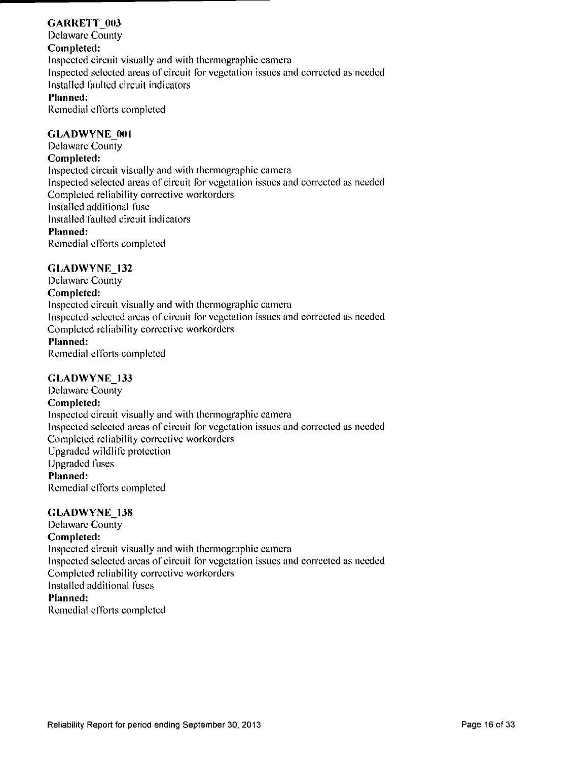**GARRETT_003**

Delaware County

**Completed:**

Inspected circuit visually and with thermographic camera
Inspected selected areas of circuit for vegetation issues and corrected as needed
Installed faulted circuit indicators

**Planned:**

Remedial efforts completed

**GLADWYNE_001**

Delaware County

**Completed:**

Inspected circuit visually and with thermographic camera
Inspected selected areas of circuit for vegetation issues and corrected as needed
Completed reliability corrective workorders
Installed additional fuse
Installed faulted circuit indicators

**Planned:**

Remedial efforts completed

**GLADWYNE_132**

Delaware County

**Completed:**

Inspected circuit visually and with thermographic camera
Inspected selected areas of circuit for vegetation issues and corrected as needed
Completed reliability corrective workorders

**Planned:**

Remedial efforts completed

**GLADWYNE_133**

Delaware County

**Completed:**

Inspected circuit visually and with thermographic camera
Inspected selected areas of circuit for vegetation issues and corrected as needed
Completed reliability corrective workorders
Upgraded wildlife protection
Upgraded fuses

**Planned:**

Remedial efforts completed

**GLADWYNE_138**

Delaware County

**Completed:**

Inspected circuit visually and with thermographic camera
Inspected selected areas of circuit for vegetation issues and corrected as needed
Completed reliability corrective workorders
Installed additional fuses

**Planned:**

Remedial efforts completed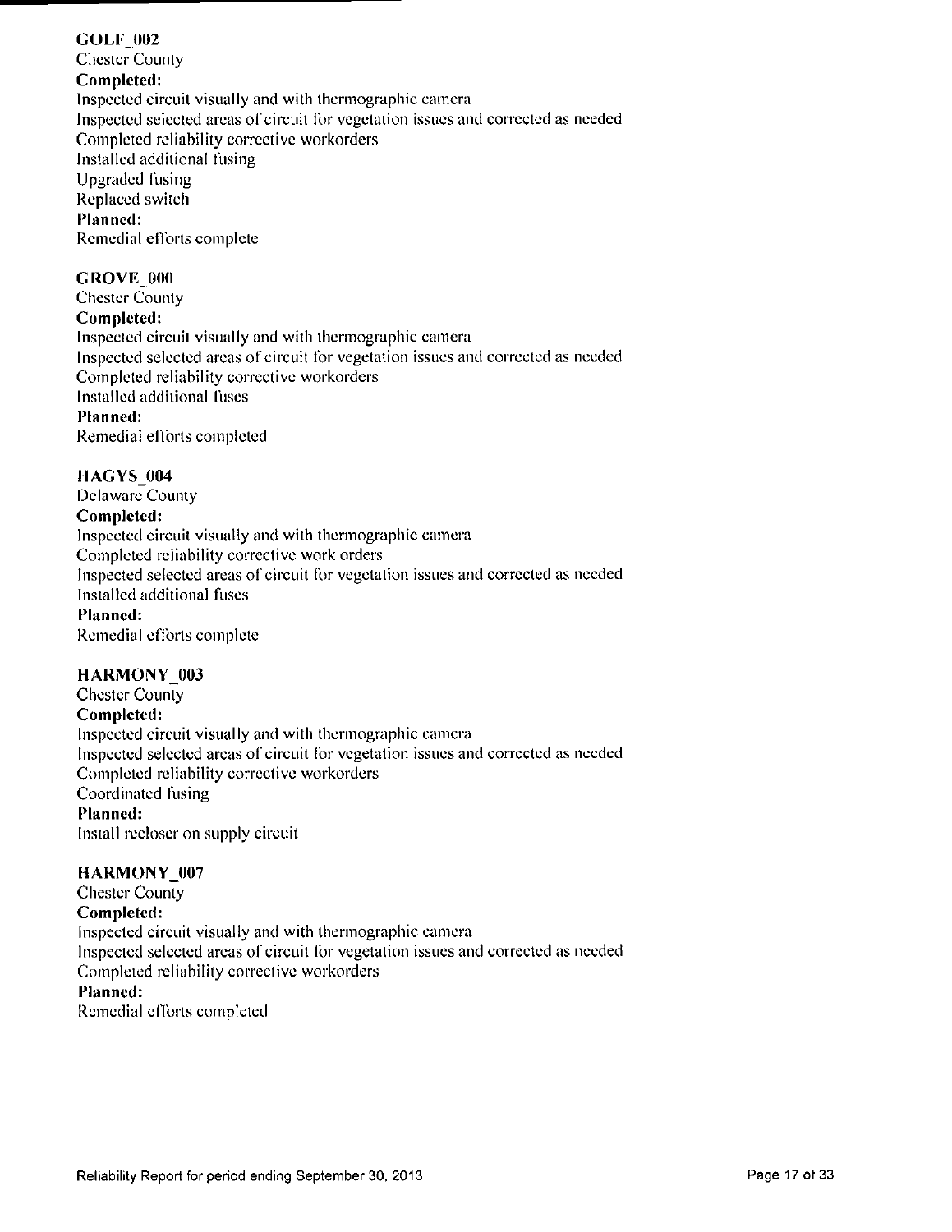**GOLF_002**
Chester County
**Completed:**
Inspected circuit visually and with thermographic camera
Inspected selected areas of circuit for vegetation issues and corrected as needed
Completed reliability corrective workorders
Installed additional fusing
Upgraded fusing
Replaced switch
**Planned:**
Remedial efforts complete

**GROVE_000**
Chester County
**Completed:**
Inspected circuit visually and with thermographic camera
Inspected selected areas of circuit for vegetation issues and corrected as needed
Completed reliability corrective workorders
Installed additional fuses
**Planned:**
Remedial efforts completed

**HAGYS_004**
Delaware County
**Completed:**
Inspected circuit visually and with thermographic camera
Completed reliability corrective work orders
Inspected selected areas of circuit for vegetation issues and corrected as needed
Installed additional fuses
**Planned:**
Remedial efforts complete

**HARMONY_003**
Chester County
**Completed:**
Inspected circuit visually and with thermographic camera
Inspected selected areas of circuit for vegetation issues and corrected as needed
Completed reliability corrective workorders
Coordinated fusing
**Planned:**
Install recloser on supply circuit

**HARMONY_007**
Chester County
**Completed:**
Inspected circuit visually and with thermographic camera
Inspected selected areas of circuit for vegetation issues and corrected as needed
Completed reliability corrective workorders
**Planned:**
Remedial efforts completed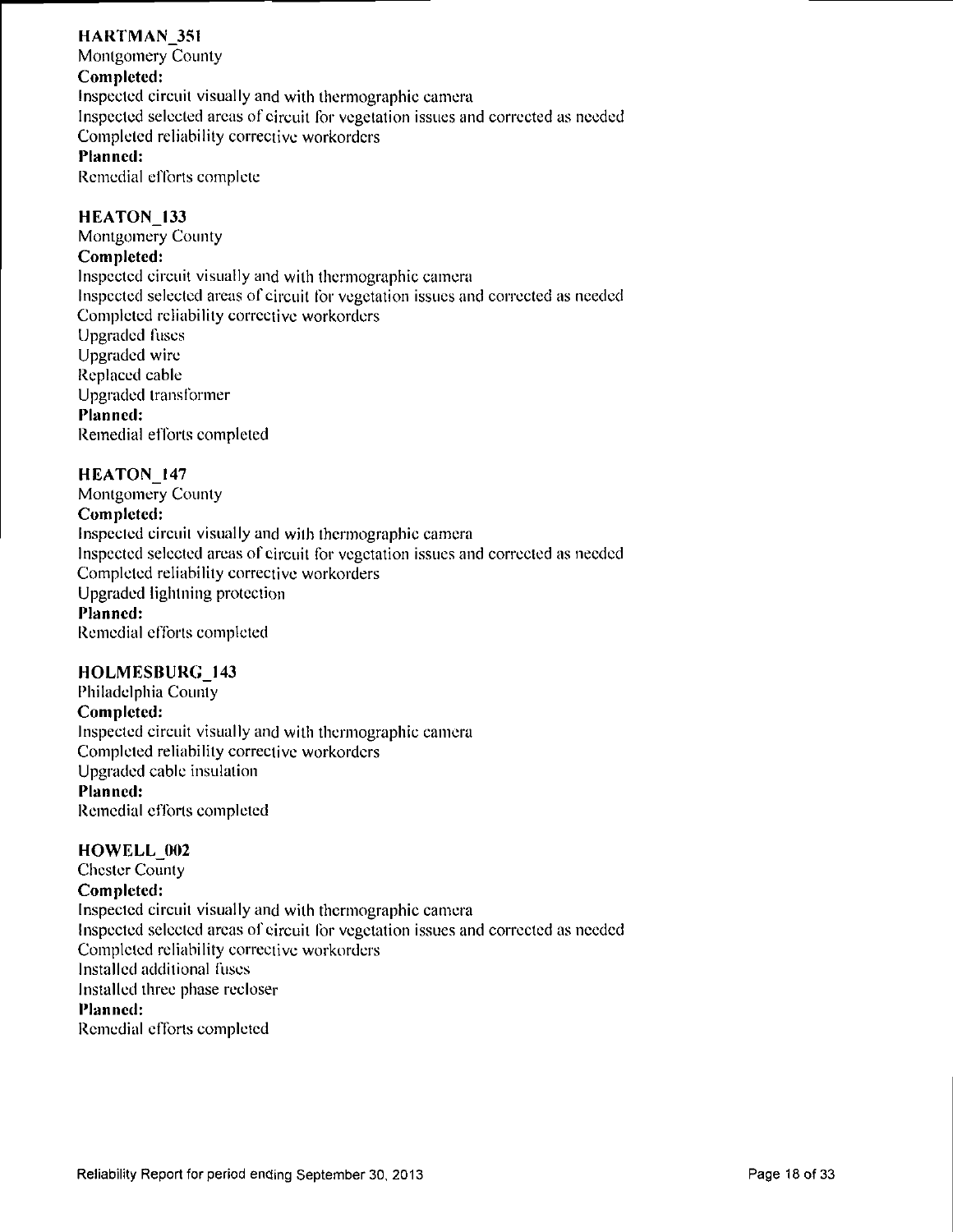**HARTMAN_351**

Montgomery County

**Completed:**

Inspected circuit visually and with thermographic camera
Inspected selected areas of circuit for vegetation issues and corrected as needed
Completed reliability corrective workorders

**Planned:**

Remedial efforts complete

**HEATON_133**

Montgomery County

**Completed:**

Inspected circuit visually and with thermographic camera
Inspected selected areas of circuit for vegetation issues and corrected as needed
Completed reliability corrective workorders
Upgraded fuses
Upgraded wire
Replaced cable
Upgraded transformer

**Planned:**

Remedial efforts completed

**HEATON_147**

Montgomery County

**Completed:**

Inspected circuit visually and with thermographic camera
Inspected selected areas of circuit for vegetation issues and corrected as needed
Completed reliability corrective workorders
Upgraded lightning protection

**Planned:**

Remedial efforts completed

**HOLMESBURG_143**

Philadelphia County

**Completed:**

Inspected circuit visually and with thermographic camera
Completed reliability corrective workorders
Upgraded cable insulation

**Planned:**

Remedial efforts completed

**HOWELL_002**

Chester County

**Completed:**

Inspected circuit visually and with thermographic camera
Inspected selected areas of circuit for vegetation issues and corrected as needed
Completed reliability corrective workorders
Installed additional fuses
Installed three phase recloser

**Planned:**

Remedial efforts completed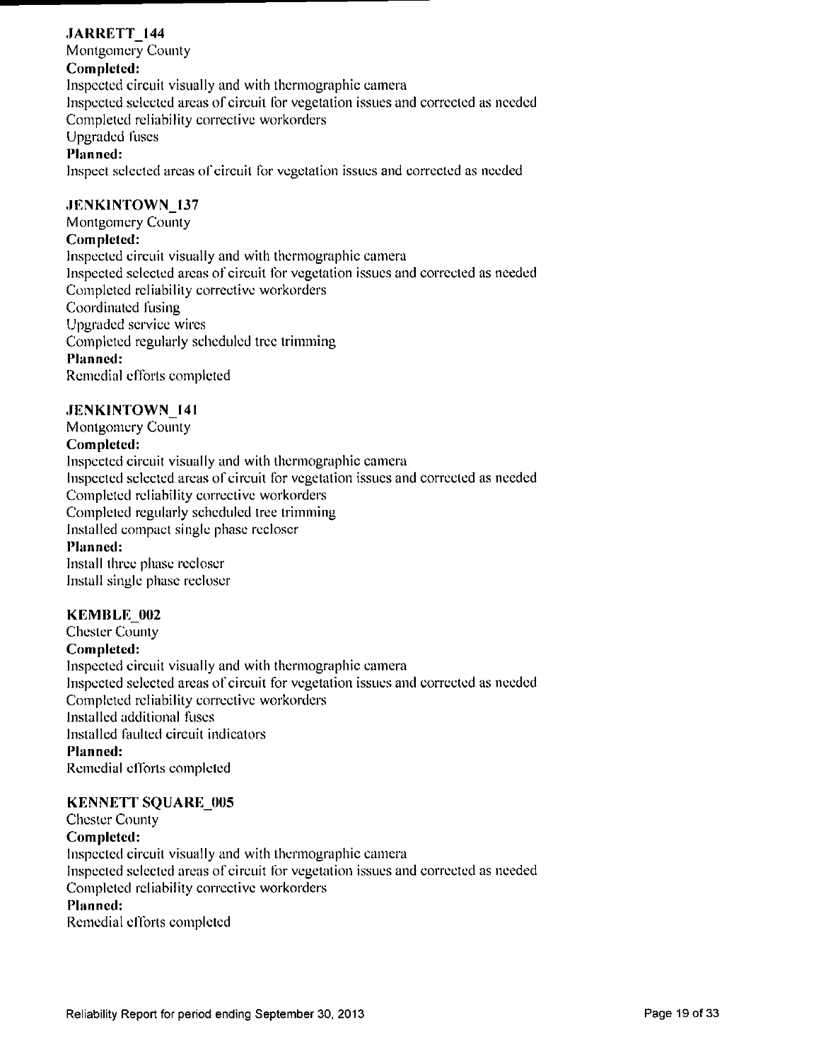**JARRETT_144**

Montgomery County

**Completed:**

Inspected circuit visually and with thermographic camera
Inspected selected areas of circuit for vegetation issues and corrected as needed
Completed reliability corrective workorders
Upgraded fuses

**Planned:**

Inspect selected areas of circuit for vegetation issues and corrected as needed

**JENKINTOWN_137**

Montgomery County

**Completed:**

Inspected circuit visually and with thermographic camera
Inspected selected areas of circuit for vegetation issues and corrected as needed
Completed reliability corrective workorders
Coordinated fusing
Upgraded service wires
Completed regularly scheduled tree trimming

**Planned:**

Remedial efforts completed

**JENKINTOWN_141**

Montgomery County

**Completed:**

Inspected circuit visually and with thermographic camera
Inspected selected areas of circuit for vegetation issues and corrected as needed
Completed reliability corrective workorders
Completed regularly scheduled tree trimming
Installed compact single phase recloser

**Planned:**

Install three phase recloser
Install single phase recloser

**KEMBLE_002**

Chester County

**Completed:**

Inspected circuit visually and with thermographic camera
Inspected selected areas of circuit for vegetation issues and corrected as needed
Completed reliability corrective workorders
Installed additional fuses
Installed faulted circuit indicators

**Planned:**

Remedial efforts completed

**KENNETT SQUARE_005**

Chester County

**Completed:**

Inspected circuit visually and with thermographic camera
Inspected selected areas of circuit for vegetation issues and corrected as needed
Completed reliability corrective workorders

**Planned:**

Remedial efforts completed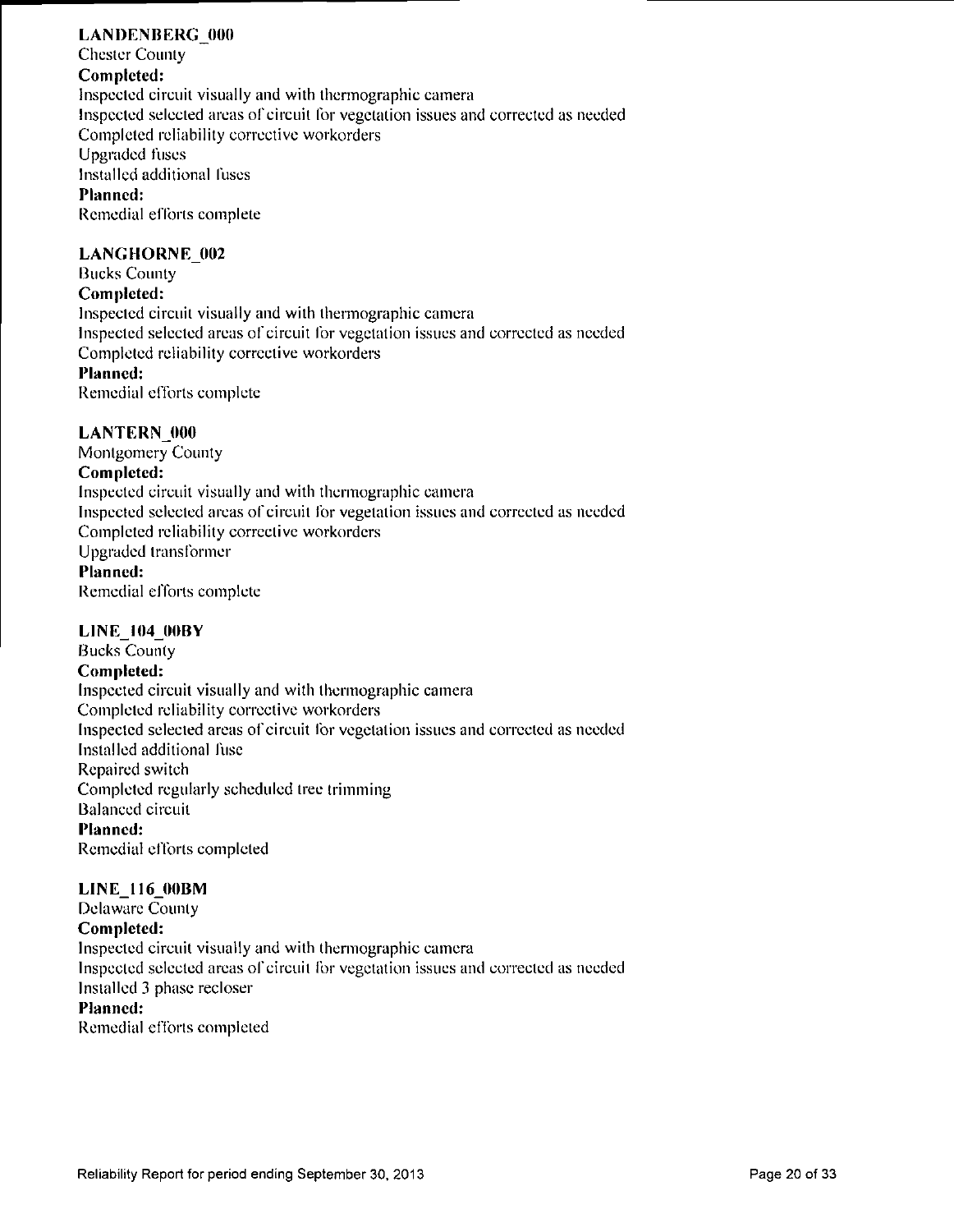**LANDENBERG_000**
Chester County
**Completed:**
Inspected circuit visually and with thermographic camera
Inspected selected areas of circuit for vegetation issues and corrected as needed
Completed reliability corrective workorders
Upgraded fuses
Installed additional fuses
**Planned:**
Remedial efforts complete

**LANGHORNE_002**
Bucks County
**Completed:**
Inspected circuit visually and with thermographic camera
Inspected selected areas of circuit for vegetation issues and corrected as needed
Completed reliability corrective workorders
**Planned:**
Remedial efforts complete

**LANTERN_000**
Montgomery County
**Completed:**
Inspected circuit visually and with thermographic camera
Inspected selected areas of circuit for vegetation issues and corrected as needed
Completed reliability corrective workorders
Upgraded transformer
**Planned:**
Remedial efforts complete

**LINE_104_00BY**
Bucks County
**Completed:**
Inspected circuit visually and with thermographic camera
Completed reliability corrective workorders
Inspected selected areas of circuit for vegetation issues and corrected as needed
Installed additional fuse
Repaired switch
Completed regularly scheduled tree trimming
Balanced circuit
**Planned:**
Remedial efforts completed

**LINE_116_00BM**
Delaware County
**Completed:**
Inspected circuit visually and with thermographic camera
Inspected selected areas of circuit for vegetation issues and corrected as needed
Installed 3 phase recloser
**Planned:**
Remedial efforts completed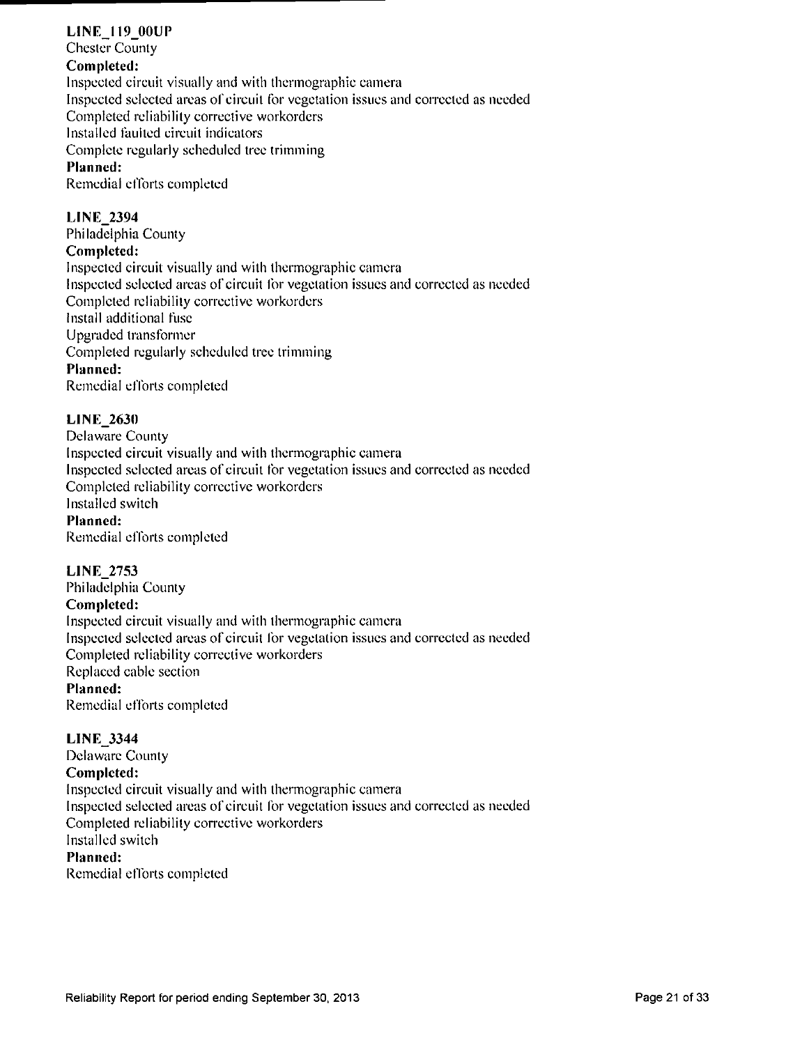**LINE_119_00UP**

Chester County

**Completed:**

Inspected circuit visually and with thermographic camera
Inspected selected areas of circuit for vegetation issues and corrected as needed
Completed reliability corrective workorders
Installed faulted circuit indicators
Complete regularly scheduled tree trimming

**Planned:**

Remedial efforts completed

**LINE_2394**

Philadelphia County

**Completed:**

Inspected circuit visually and with thermographic camera
Inspected selected areas of circuit for vegetation issues and corrected as needed
Completed reliability corrective workorders
Install additional fuse
Upgraded transformer
Completed regularly scheduled tree trimming

**Planned:**

Remedial efforts completed

**LINE_2630**

Delaware County

Inspected circuit visually and with thermographic camera
Inspected selected areas of circuit for vegetation issues and corrected as needed
Completed reliability corrective workorders
Installed switch

**Planned:**

Remedial efforts completed

**LINE_2753**

Philadelphia County

**Completed:**

Inspected circuit visually and with thermographic camera
Inspected selected areas of circuit for vegetation issues and corrected as needed
Completed reliability corrective workorders
Replaced cable section

**Planned:**

Remedial efforts completed

**LINE_3344**

Delaware County

**Completed:**

Inspected circuit visually and with thermographic camera
Inspected selected areas of circuit for vegetation issues and corrected as needed
Completed reliability corrective workorders
Installed switch

**Planned:**

Remedial efforts completed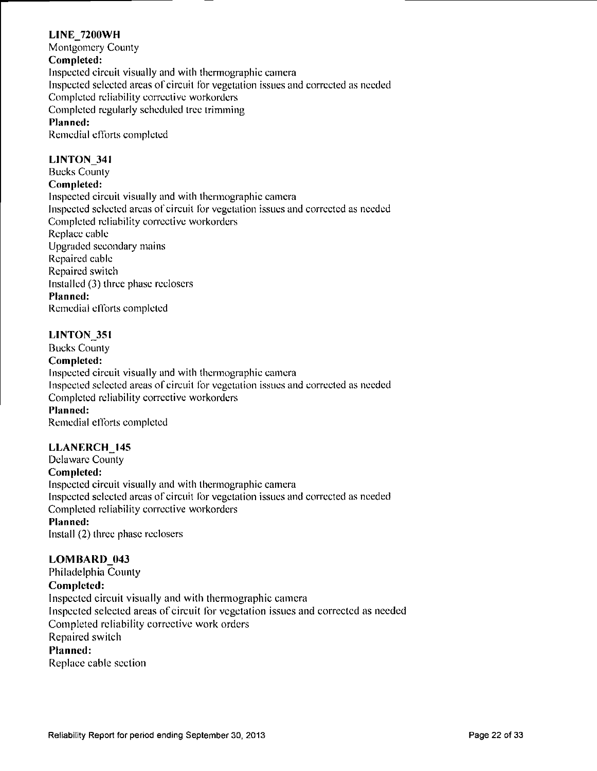**LINE_7200WH**
Montgomery County
**Completed:**
Inspected circuit visually and with thermographic camera
Inspected selected areas of circuit for vegetation issues and corrected as needed
Completed reliability corrective workorders
Completed regularly scheduled tree trimming
**Planned:**
Remedial efforts completed

**LINTON_341**
Bucks County
**Completed:**
Inspected circuit visually and with thermographic camera
Inspected selected areas of circuit for vegetation issues and corrected as needed
Completed reliability corrective workorders
Replace cable
Upgraded secondary mains
Repaired cable
Repaired switch
Installed (3) three phase reclosers
**Planned:**
Remedial efforts completed

**LINTON_351**
Bucks County
**Completed:**
Inspected circuit visually and with thermographic camera
Inspected selected areas of circuit for vegetation issues and corrected as needed
Completed reliability corrective workorders
**Planned:**
Remedial efforts completed

**LLANERCH_145**
Delaware County
**Completed:**
Inspected circuit visually and with thermographic camera
Inspected selected areas of circuit for vegetation issues and corrected as needed
Completed reliability corrective workorders
**Planned:**
Install (2) three phase reclosers

**LOMBARD_043**
Philadelphia County
**Completed:**
Inspected circuit visually and with thermographic camera
Inspected selected areas of circuit for vegetation issues and corrected as needed
Completed reliability corrective work orders
Repaired switch
**Planned:**
Replace cable section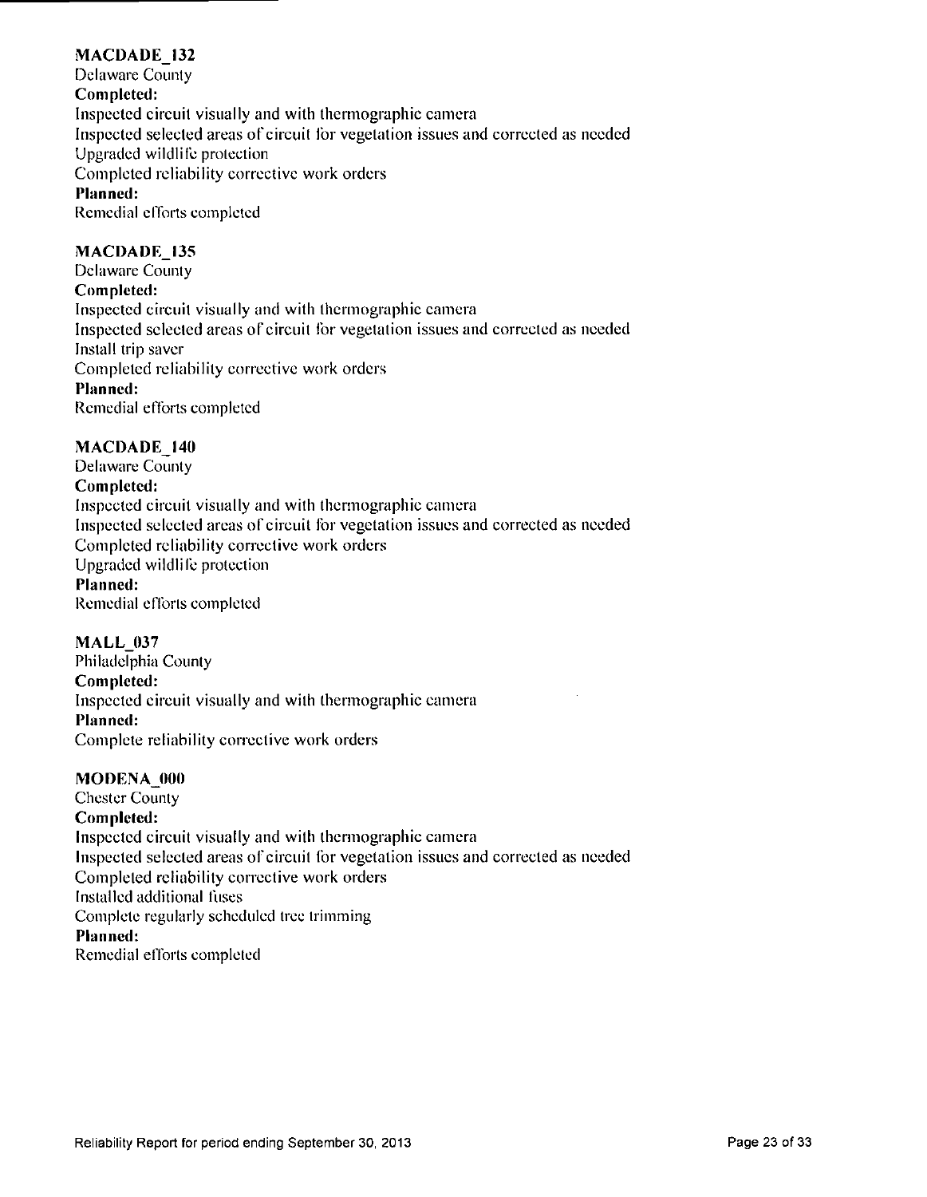**MACDADE_132**
Delaware County
**Completed:**
Inspected circuit visually and with thermographic camera
Inspected selected areas of circuit for vegetation issues and corrected as needed
Upgraded wildlife protection
Completed reliability corrective work orders
**Planned:**
Remedial efforts completed

**MACDADE_135**
Delaware County
**Completed:**
Inspected circuit visually and with thermographic camera
Inspected selected areas of circuit for vegetation issues and corrected as needed
Install trip saver
Completed reliability corrective work orders
**Planned:**
Remedial efforts completed

**MACDADE_140**
Delaware County
**Completed:**
Inspected circuit visually and with thermographic camera
Inspected selected areas of circuit for vegetation issues and corrected as needed
Completed reliability corrective work orders
Upgraded wildlife protection
**Planned:**
Remedial efforts completed

**MALL_037**
Philadelphia County
**Completed:**
Inspected circuit visually and with thermographic camera
**Planned:**
Complete reliability corrective work orders

**MODENA_000**
Chester County
**Completed:**
Inspected circuit visually and with thermographic camera
Inspected selected areas of circuit for vegetation issues and corrected as needed
Completed reliability corrective work orders
Installed additional fuses
Complete regularly scheduled tree trimming
**Planned:**
Remedial efforts completed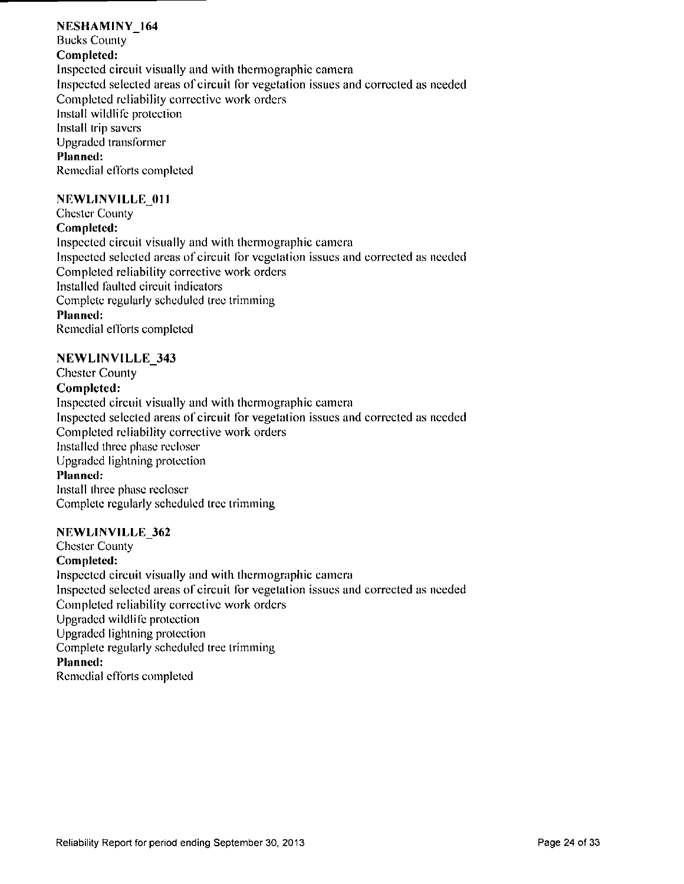**NESHAMINY_164**

Bucks County

**Completed:**

Inspected circuit visually and with thermographic camera
Inspected selected areas of circuit for vegetation issues and corrected as needed
Completed reliability corrective work orders
Install wildlife protection
Install trip savers
Upgraded transformer

**Planned:**

Remedial efforts completed

**NEWLINVILLE_011**

Chester County

**Completed:**

Inspected circuit visually and with thermographic camera
Inspected selected areas of circuit for vegetation issues and corrected as needed
Completed reliability corrective work orders
Installed faulted circuit indicators
Complete regularly scheduled tree trimming

**Planned:**

Remedial efforts completed

**NEWLINVILLE_343**

Chester County

**Completed:**

Inspected circuit visually and with thermographic camera
Inspected selected areas of circuit for vegetation issues and corrected as needed
Completed reliability corrective work orders
Installed three phase recloser
Upgraded lightning protection

**Planned:**

Install three phase recloser
Complete regularly scheduled tree trimming

**NEWLINVILLE_362**

Chester County

**Completed:**

Inspected circuit visually and with thermographic camera
Inspected selected areas of circuit for vegetation issues and corrected as needed
Completed reliability corrective work orders
Upgraded wildlife protection
Upgraded lightning protection
Complete regularly scheduled tree trimming

**Planned:**

Remedial efforts completed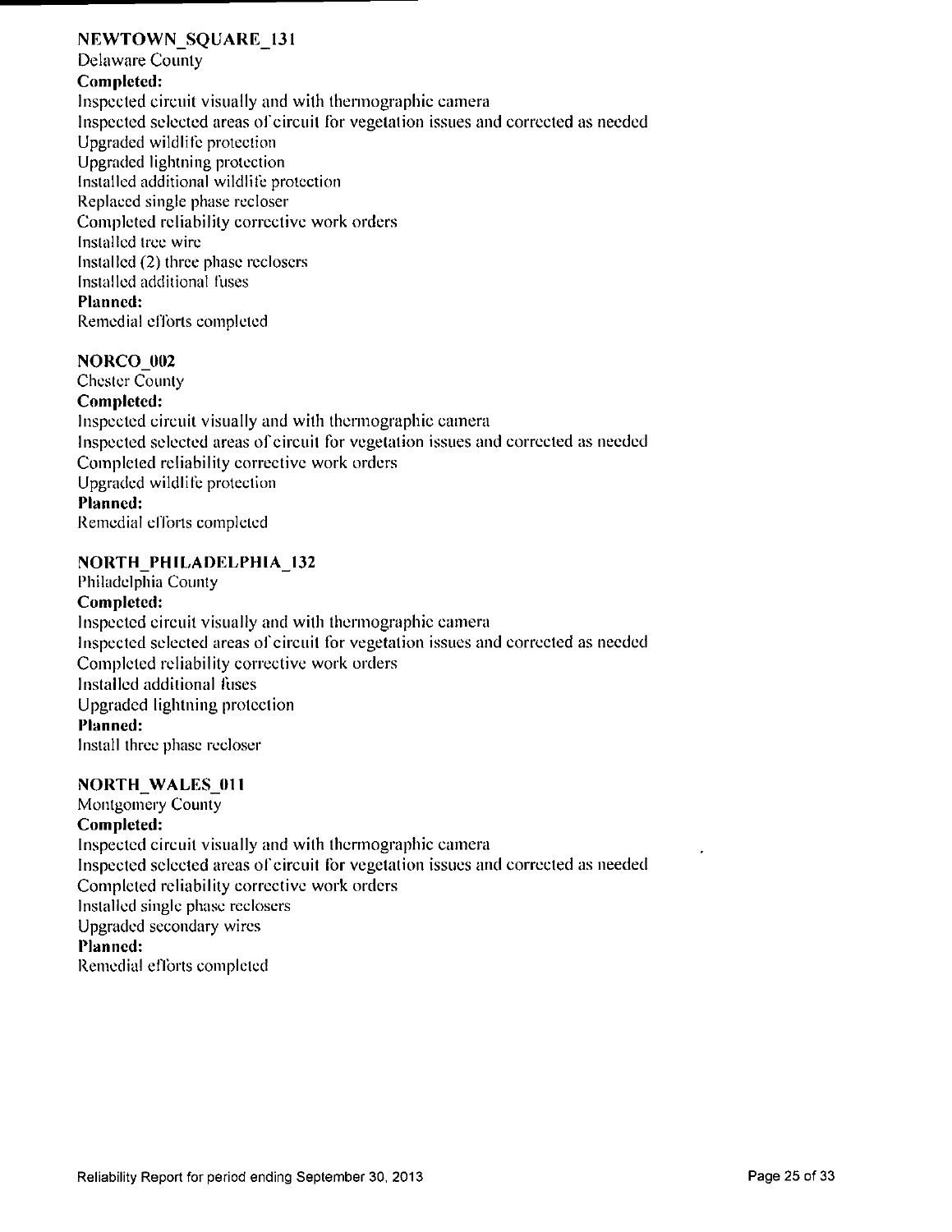### NEWTOWN_SQUARE_131

Delaware County

**Completed:**

Inspected circuit visually and with thermographic camera
Inspected selected areas of circuit for vegetation issues and corrected as needed
Upgraded wildlife protection
Upgraded lightning protection
Installed additional wildlife protection
Replaced single phase recloser
Completed reliability corrective work orders
Installed tree wire
Installed (2) three phase reclosers
Installed additional fuses

**Planned:**

Remedial efforts completed

### NORCO_002

Chester County

**Completed:**

Inspected circuit visually and with thermographic camera
Inspected selected areas of circuit for vegetation issues and corrected as needed
Completed reliability corrective work orders
Upgraded wildlife protection

**Planned:**

Remedial efforts completed

### NORTH_PHILADELPHIA_132

Philadelphia County

**Completed:**

Inspected circuit visually and with thermographic camera
Inspected selected areas of circuit for vegetation issues and corrected as needed
Completed reliability corrective work orders
Installed additional fuses
Upgraded lightning protection

**Planned:**

Install three phase recloser

### NORTH_WALES_011

Montgomery County

**Completed:**

Inspected circuit visually and with thermographic camera
Inspected selected areas of circuit for vegetation issues and corrected as needed
Completed reliability corrective work orders
Installed single phase reclosers
Upgraded secondary wires

**Planned:**

Remedial efforts completed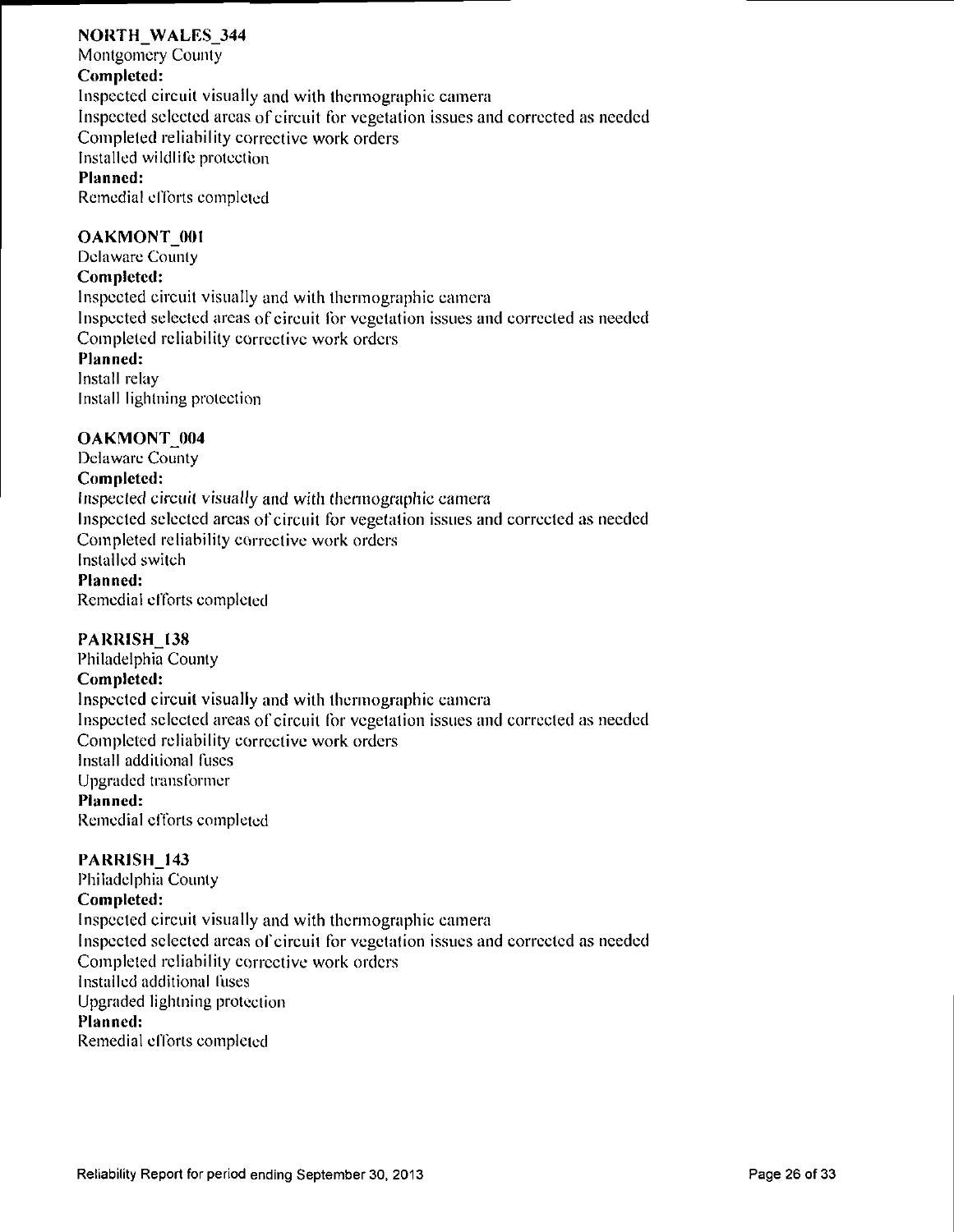**NORTH_WALES_344**

Montgomery County

**Completed:**

Inspected circuit visually and with thermographic camera

Inspected selected areas of circuit for vegetation issues and corrected as needed

Completed reliability corrective work orders

Installed wildlife protection

**Planned:**

Remedial efforts completed

**OAKMONT_001**

Delaware County

**Completed:**

Inspected circuit visually and with thermographic camera

Inspected selected areas of circuit for vegetation issues and corrected as needed

Completed reliability corrective work orders

**Planned:**

Install relay

Install lightning protection

**OAKMONT_004**

Delaware County

**Completed:**

Inspected circuit visually and with thermographic camera

Inspected selected areas of circuit for vegetation issues and corrected as needed

Completed reliability corrective work orders

Installed switch

**Planned:**

Remedial efforts completed

**PARRISH_138**

Philadelphia County

**Completed:**

Inspected circuit visually and with thermographic camera

Inspected selected areas of circuit for vegetation issues and corrected as needed

Completed reliability corrective work orders

Install additional fuses

Upgraded transformer

**Planned:**

Remedial efforts completed

**PARRISH_143**

Philadelphia County

**Completed:**

Inspected circuit visually and with thermographic camera

Inspected selected areas of circuit for vegetation issues and corrected as needed

Completed reliability corrective work orders

Installed additional fuses

Upgraded lightning protection

**Planned:**

Remedial efforts completed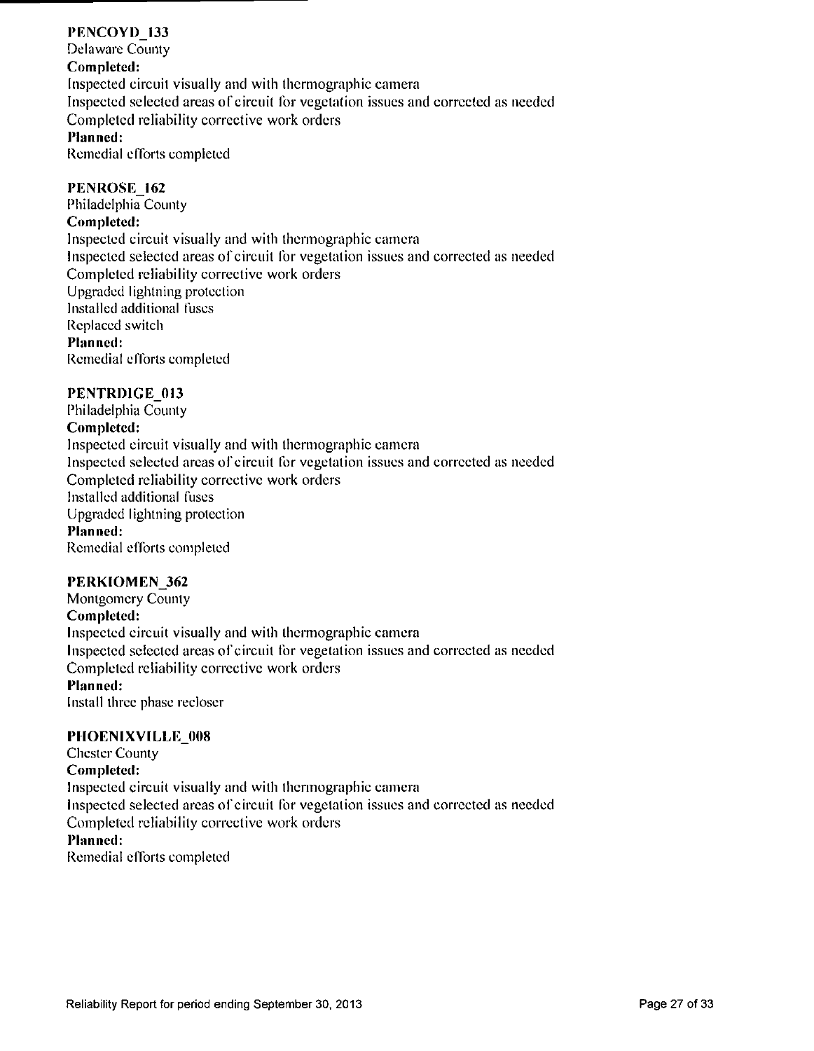**PENCOYD_133**
Delaware County
**Completed:**
Inspected circuit visually and with thermographic camera
Inspected selected areas of circuit for vegetation issues and corrected as needed
Completed reliability corrective work orders
**Planned:**
Remedial efforts completed

**PENROSE_162**
Philadelphia County
**Completed:**
Inspected circuit visually and with thermographic camera
Inspected selected areas of circuit for vegetation issues and corrected as needed
Completed reliability corrective work orders
Upgraded lightning protection
Installed additional fuses
Replaced switch
**Planned:**
Remedial efforts completed

**PENTRDIGE_013**
Philadelphia County
**Completed:**
Inspected circuit visually and with thermographic camera
Inspected selected areas of circuit for vegetation issues and corrected as needed
Completed reliability corrective work orders
Installed additional fuses
Upgraded lightning protection
**Planned:**
Remedial efforts completed

**PERKIOMEN_362**
Montgomery County
**Completed:**
Inspected circuit visually and with thermographic camera
Inspected selected areas of circuit for vegetation issues and corrected as needed
Completed reliability corrective work orders
**Planned:**
Install three phase recloser

**PHOENIXVILLE_008**
Chester County
**Completed:**
Inspected circuit visually and with thermographic camera
Inspected selected areas of circuit for vegetation issues and corrected as needed
Completed reliability corrective work orders
**Planned:**
Remedial efforts completed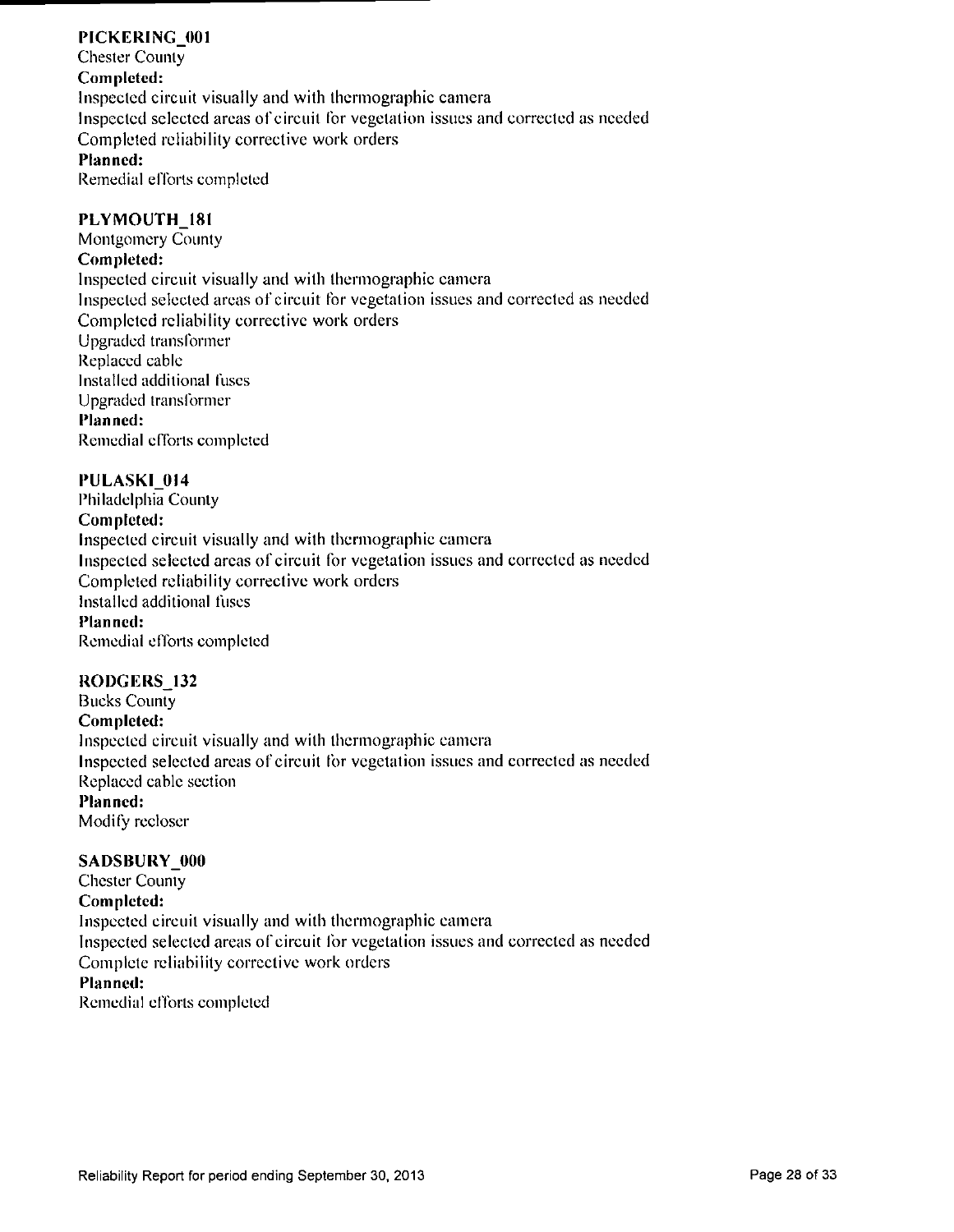**PICKERING_001**
Chester County
**Completed:**
Inspected circuit visually and with thermographic camera
Inspected selected areas of circuit for vegetation issues and corrected as needed
Completed reliability corrective work orders
**Planned:**
Remedial efforts completed

**PLYMOUTH_181**
Montgomery County
**Completed:**
Inspected circuit visually and with thermographic camera
Inspected selected areas of circuit for vegetation issues and corrected as needed
Completed reliability corrective work orders
Upgraded transformer
Replaced cable
Installed additional fuses
Upgraded transformer
**Planned:**
Remedial efforts completed

**PULASKI_014**
Philadelphia County
**Completed:**
Inspected circuit visually and with thermographic camera
Inspected selected areas of circuit for vegetation issues and corrected as needed
Completed reliability corrective work orders
Installed additional fuses
**Planned:**
Remedial efforts completed

**RODGERS_132**
Bucks County
**Completed:**
Inspected circuit visually and with thermographic camera
Inspected selected areas of circuit for vegetation issues and corrected as needed
Replaced cable section
**Planned:**
Modify recloser

**SADSBURY_000**
Chester County
**Completed:**
Inspected circuit visually and with thermographic camera
Inspected selected areas of circuit for vegetation issues and corrected as needed
Complete reliability corrective work orders
**Planned:**
Remedial efforts completed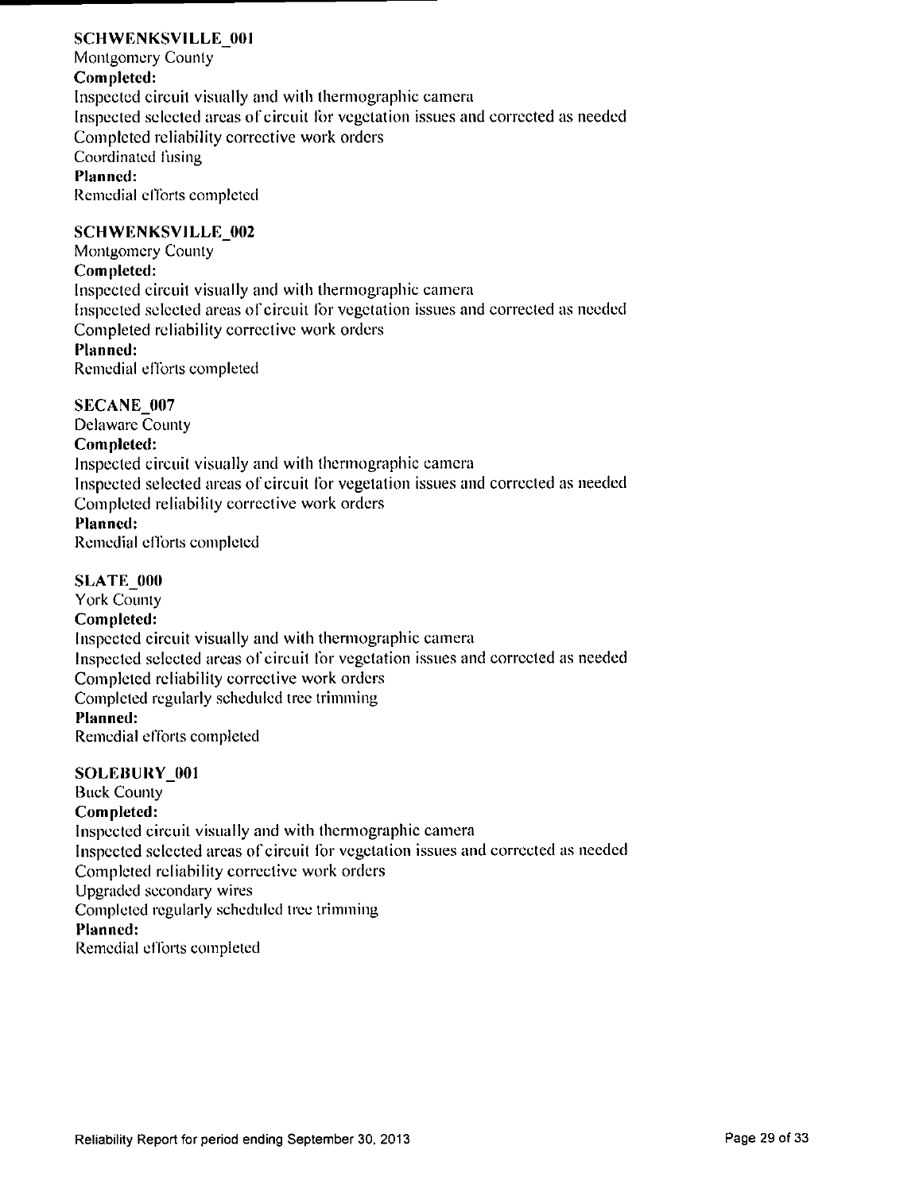**SCHWENKSVILLE_001**
Montgomery County
**Completed:**
Inspected circuit visually and with thermographic camera
Inspected selected areas of circuit for vegetation issues and corrected as needed
Completed reliability corrective work orders
Coordinated fusing
**Planned:**
Remedial efforts completed

**SCHWENKSVILLE_002**
Montgomery County
**Completed:**
Inspected circuit visually and with thermographic camera
Inspected selected areas of circuit for vegetation issues and corrected as needed
Completed reliability corrective work orders
**Planned:**
Remedial efforts completed

**SECANE_007**
Delaware County
**Completed:**
Inspected circuit visually and with thermographic camera
Inspected selected areas of circuit for vegetation issues and corrected as needed
Completed reliability corrective work orders
**Planned:**
Remedial efforts completed

**SLATE_000**
York County
**Completed:**
Inspected circuit visually and with thermographic camera
Inspected selected areas of circuit for vegetation issues and corrected as needed
Completed reliability corrective work orders
Completed regularly scheduled tree trimming
**Planned:**
Remedial efforts completed

**SOLEBURY_001**
Buck County
**Completed:**
Inspected circuit visually and with thermographic camera
Inspected selected areas of circuit for vegetation issues and corrected as needed
Completed reliability corrective work orders
Upgraded secondary wires
Completed regularly scheduled tree trimming
**Planned:**
Remedial efforts completed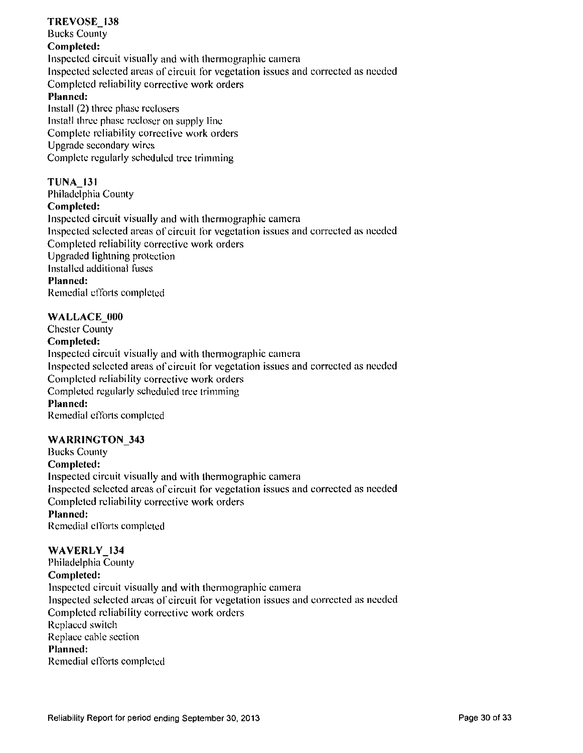**TREVOSE_138**
Bucks County
**Completed:**
Inspected circuit visually and with thermographic camera
Inspected selected areas of circuit for vegetation issues and corrected as needed
Completed reliability corrective work orders
**Planned:**
Install (2) three phase reclosers
Install three phase recloser on supply line
Complete reliability corrective work orders
Upgrade secondary wires
Complete regularly scheduled tree trimming

**TUNA_131**
Philadelphia County
**Completed:**
Inspected circuit visually and with thermographic camera
Inspected selected areas of circuit for vegetation issues and corrected as needed
Completed reliability corrective work orders
Upgraded lightning protection
Installed additional fuses
**Planned:**
Remedial efforts completed

**WALLACE_000**
Chester County
**Completed:**
Inspected circuit visually and with thermographic camera
Inspected selected areas of circuit for vegetation issues and corrected as needed
Completed reliability corrective work orders
Completed regularly scheduled tree trimming
**Planned:**
Remedial efforts completed

**WARRINGTON_343**
Bucks County
**Completed:**
Inspected circuit visually and with thermographic camera
Inspected selected areas of circuit for vegetation issues and corrected as needed
Completed reliability corrective work orders
**Planned:**
Remedial efforts completed

**WAVERLY_134**
Philadelphia County
**Completed:**
Inspected circuit visually and with thermographic camera
Inspected selected areas of circuit for vegetation issues and corrected as needed
Completed reliability corrective work orders
Replaced switch
Replace cable section
**Planned:**
Remedial efforts completed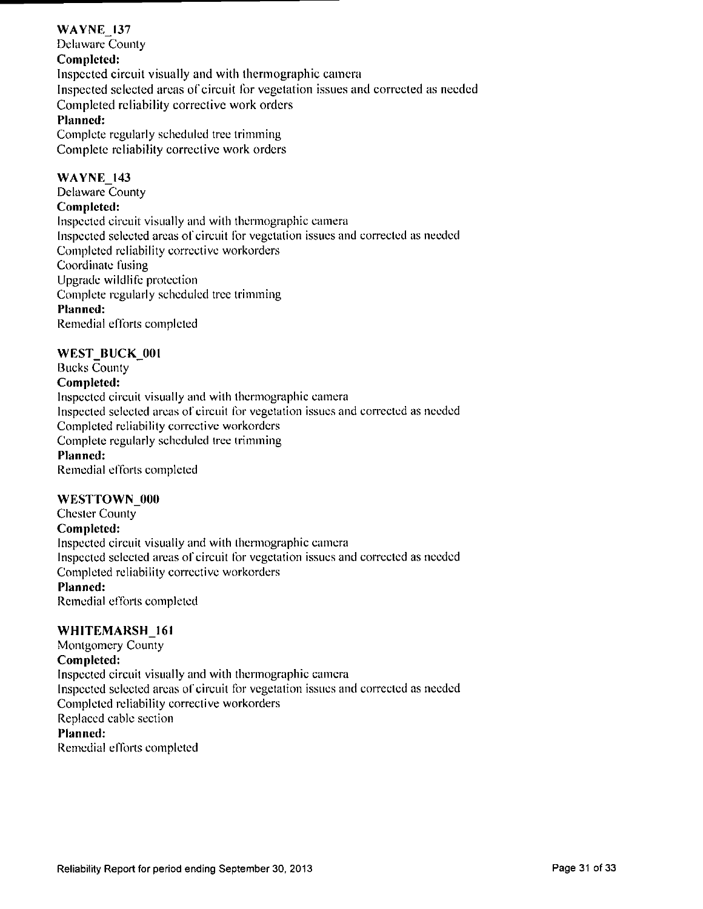### WAYNE_137

Delaware County

**Completed:**

Inspected circuit visually and with thermographic camera
Inspected selected areas of circuit for vegetation issues and corrected as needed
Completed reliability corrective work orders

**Planned:**

Complete regularly scheduled tree trimming
Complete reliability corrective work orders

### WAYNE_143

Delaware County

**Completed:**

Inspected circuit visually and with thermographic camera
Inspected selected areas of circuit for vegetation issues and corrected as needed
Completed reliability corrective workorders
Coordinate fusing
Upgrade wildlife protection
Complete regularly scheduled tree trimming

**Planned:**

Remedial efforts completed

### WEST_BUCK_001

Bucks County

**Completed:**

Inspected circuit visually and with thermographic camera
Inspected selected areas of circuit for vegetation issues and corrected as needed
Completed reliability corrective workorders
Complete regularly scheduled tree trimming

**Planned:**

Remedial efforts completed

### WESTTOWN_000

Chester County

**Completed:**

Inspected circuit visually and with thermographic camera
Inspected selected areas of circuit for vegetation issues and corrected as needed
Completed reliability corrective workorders

**Planned:**

Remedial efforts completed

### WHITEMARSH_161

Montgomery County

**Completed:**

Inspected circuit visually and with thermographic camera
Inspected selected areas of circuit for vegetation issues and corrected as needed
Completed reliability corrective workorders
Replaced cable section

**Planned:**

Remedial efforts completed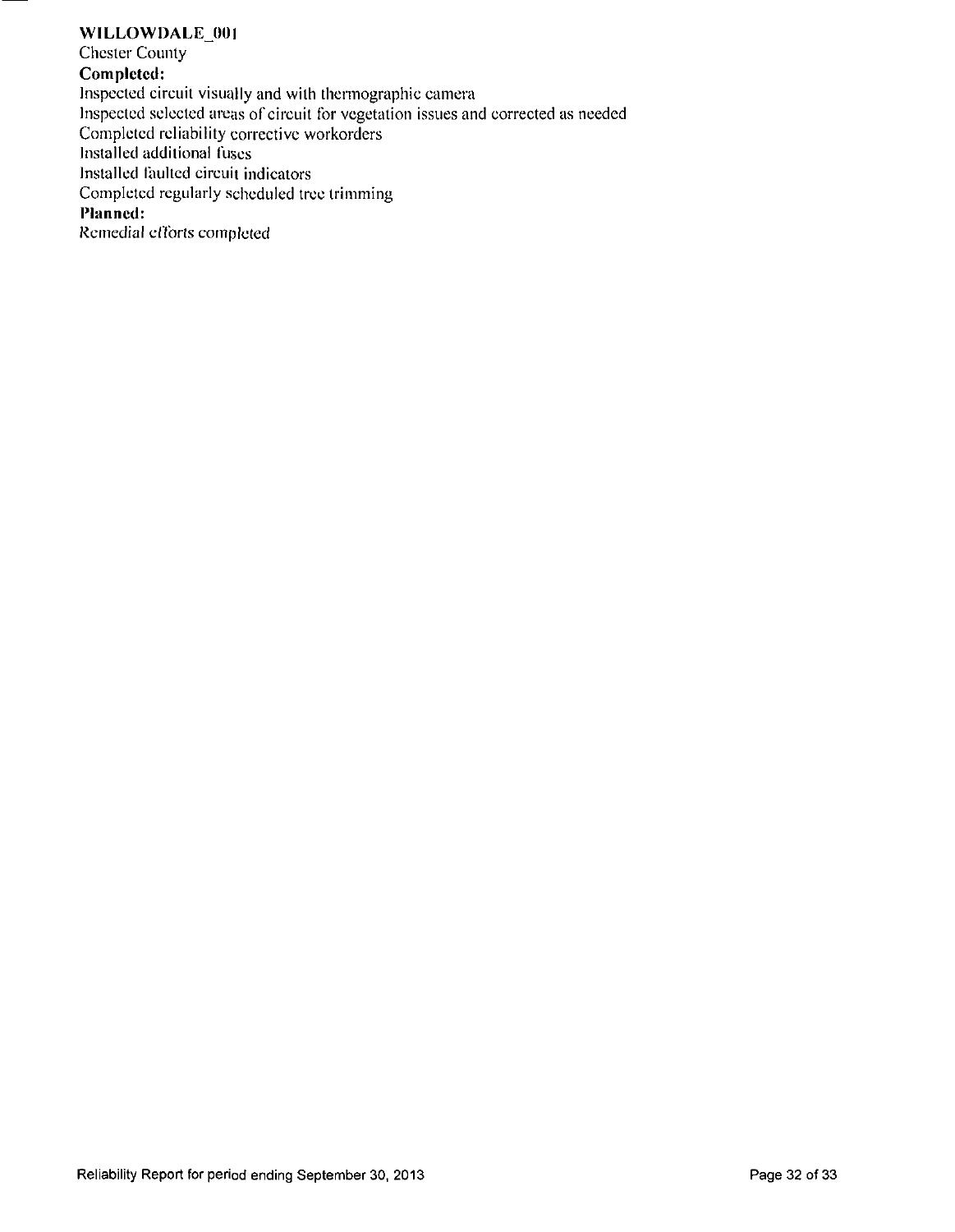**WILLOWDALE_001**

Chester County

**Completed:**

Inspected circuit visually and with thermographic camera

Inspected selected areas of circuit for vegetation issues and corrected as needed

Completed reliability corrective workorders

Installed additional fuses

Installed faulted circuit indicators

Completed regularly scheduled tree trimming

**Planned:**

Remedial efforts completed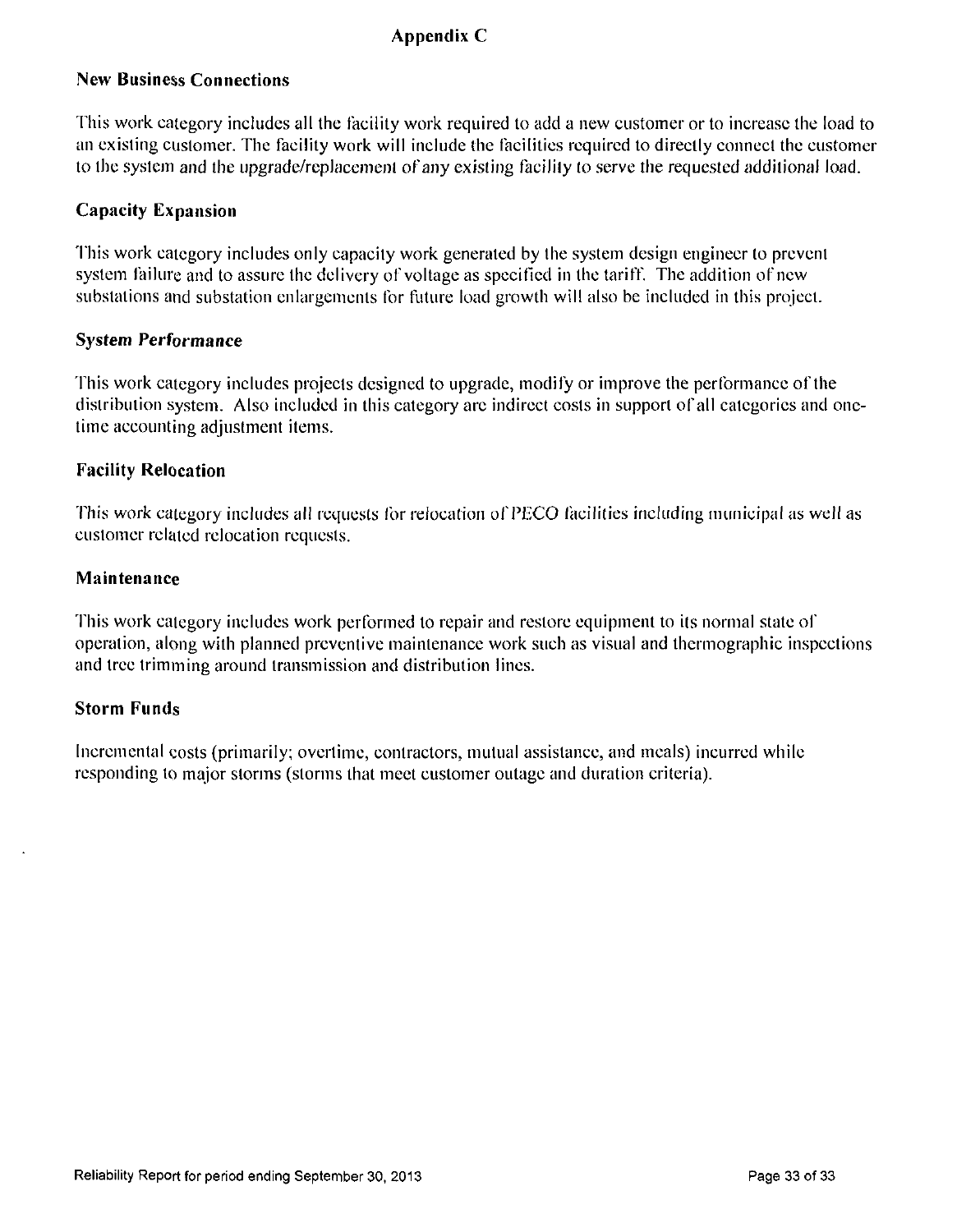# Appendix C

## New Business Connections

This work category includes all the facility work required to add a new customer or to increase the load to an existing customer. The facility work will include the facilities required to directly connect the customer to the system and the upgrade/replacement of any existing facility to serve the requested additional load.

## Capacity Expansion

This work category includes only capacity work generated by the system design engineer to prevent system failure and to assure the delivery of voltage as specified in the tariff. The addition of new substations and substation enlargements for future load growth will also be included in this project.

## *System Performance*

This work category includes projects designed to upgrade, modify or improve the performance of the distribution system. Also included in this category are indirect costs in support of all categories and one-time accounting adjustment items.

## Facility Relocation

This work category includes all requests for relocation of PECO facilities including municipal as well as customer related relocation requests.

## Maintenance

This work category includes work performed to repair and restore equipment to its normal state of operation, along with planned preventive maintenance work such as visual and thermographic inspections and tree trimming around transmission and distribution lines.

## Storm Funds

Incremental costs (primarily; overtime, contractors, mutual assistance, and meals) incurred while responding to major storms (storms that meet customer outage and duration criteria).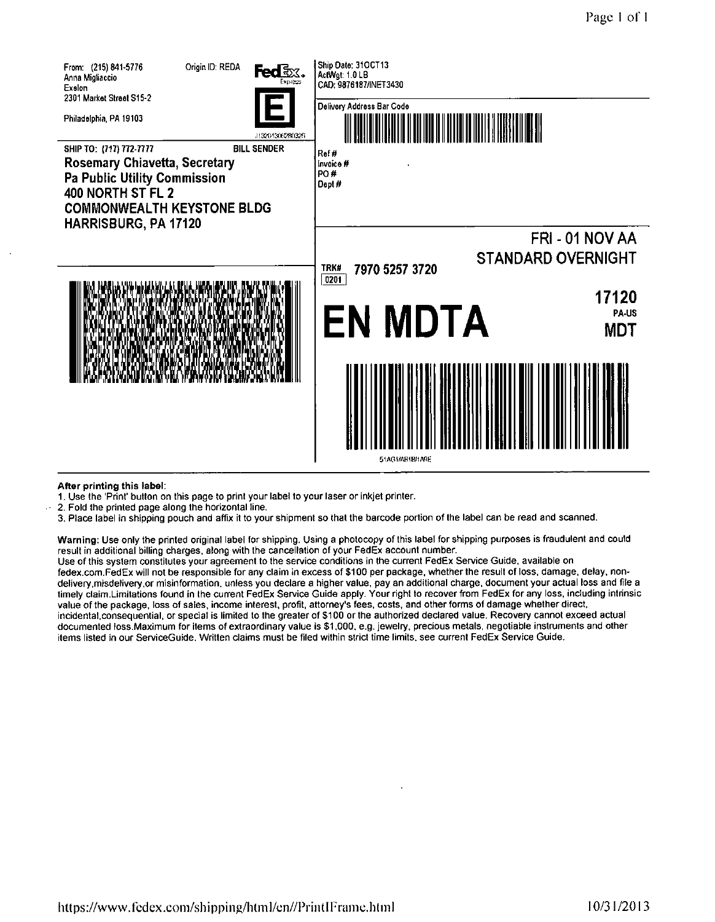From: (215) 841-5776
Anna Migliaccio
Exelon
2301 Market Street S15-2

Philadelphia, PA 19103

Origin ID: REDA

FedEx Express

E

J13201302180326

Ship Date: 31OCT13
ActWgt: 1.0 LB
CAD: 9876187/INET3430

Delivery Address Bar Code

SHIP TO: (717) 772-7777 BILL SENDER

**Rosemary Chiavetta, Secretary**
**Pa Public Utility Commission**
**400 NORTH ST FL 2**
**COMMONWEALTH KEYSTONE BLDG**
**HARRISBURG, PA 17120**

Ref #
Invoice #
PO #
Dept #

FRI - 01 NOV AA
STANDARD OVERNIGHT

TRK# 7970 5257 3720
0201

**EN MDTA**

17120
PA-US
MDT

51AG1/AB1B/1A9E

**After printing this label:**

1. Use the 'Print' button on this page to print your label to your laser or inkjet printer.
2. Fold the printed page along the horizontal line.
3. Place label in shipping pouch and affix it to your shipment so that the barcode portion of the label can be read and scanned.

**Warning:** Use only the printed original label for shipping. Using a photocopy of this label for shipping purposes is fraudulent and could result in additional billing charges, along with the cancellation of your FedEx account number.
Use of this system constitutes your agreement to the service conditions in the current FedEx Service Guide, available on fedex.com.FedEx will not be responsible for any claim in excess of $100 per package, whether the result of loss, damage, delay, non-delivery,misdelivery,or misinformation, unless you declare a higher value, pay an additional charge, document your actual loss and file a timely claim.Limitations found in the current FedEx Service Guide apply. Your right to recover from FedEx for any loss, including intrinsic value of the package, loss of sales, income interest, profit, attorney's fees, costs, and other forms of damage whether direct, incidental,consequential, or special is limited to the greater of $100 or the authorized declared value. Recovery cannot exceed actual documented loss.Maximum for items of extraordinary value is $1,000, e.g. jewelry, precious metals, negotiable instruments and other items listed in our ServiceGuide. Written claims must be filed within strict time limits, see current FedEx Service Guide.

https://www.fedex.com/shipping/html/en//PrintIFrame.html 10/31/2013